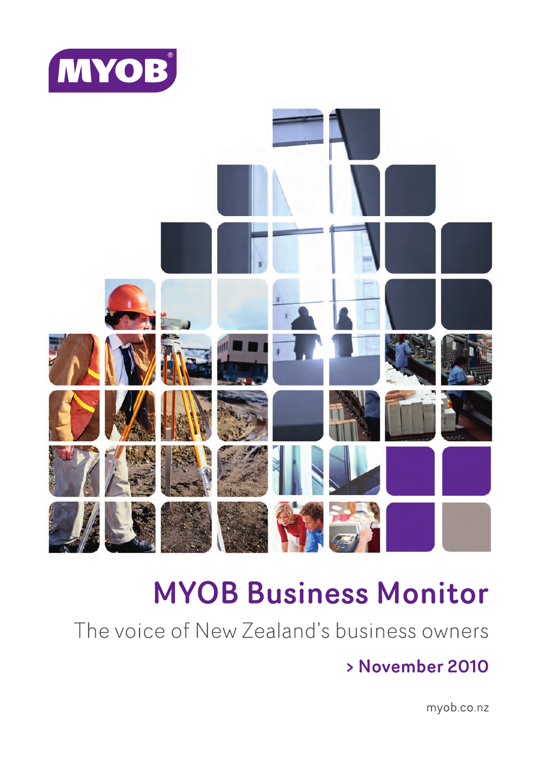MYOB

# MYOB Business Monitor

The voice of New Zealand's business owners

> November 2010

myob.co.nz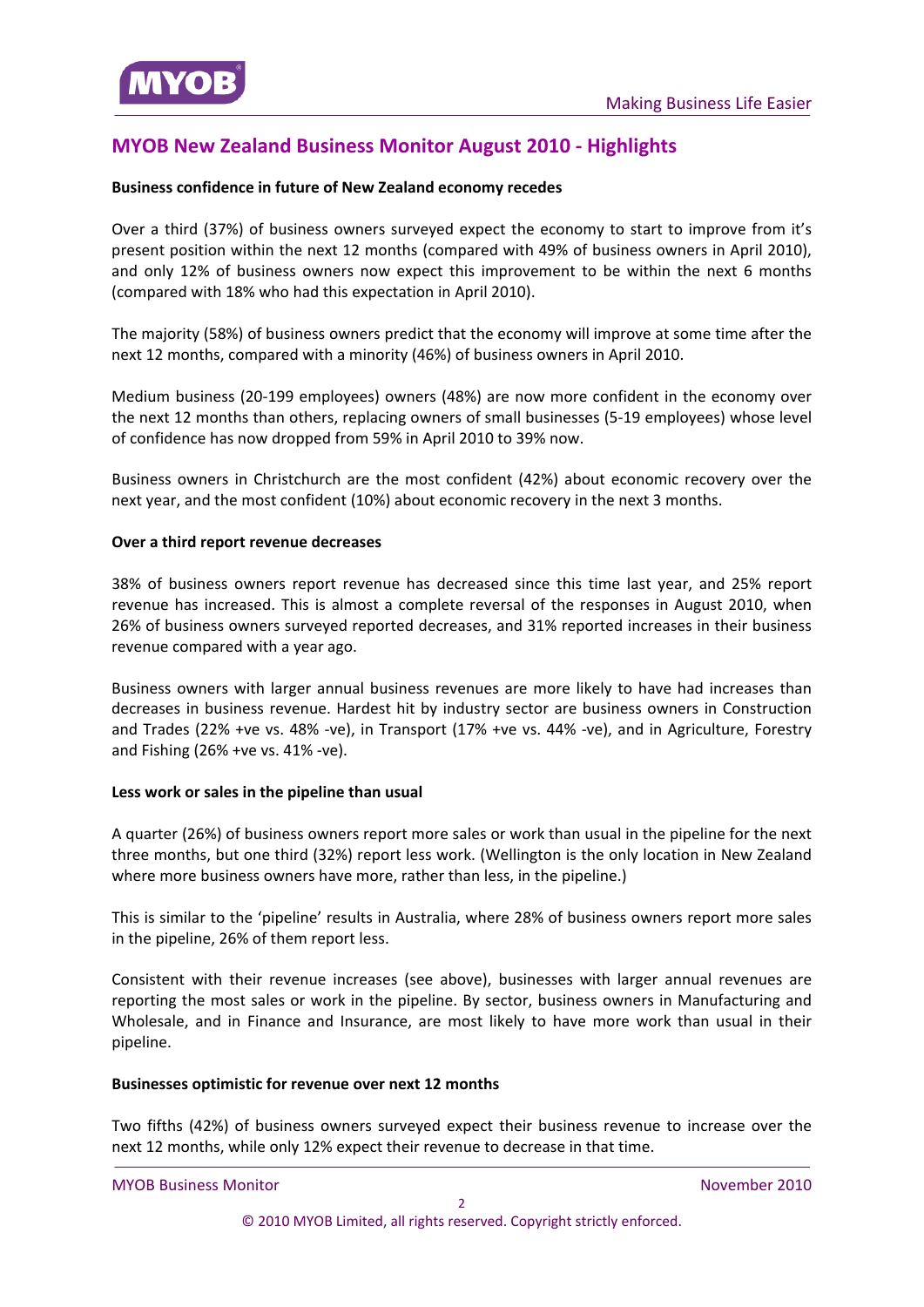## MYOB New Zealand Business Monitor August 2010 - Highlights

**Business confidence in future of New Zealand economy recedes**

Over a third (37%) of business owners surveyed expect the economy to start to improve from it's present position within the next 12 months (compared with 49% of business owners in April 2010), and only 12% of business owners now expect this improvement to be within the next 6 months (compared with 18% who had this expectation in April 2010).

The majority (58%) of business owners predict that the economy will improve at some time after the next 12 months, compared with a minority (46%) of business owners in April 2010.

Medium business (20-199 employees) owners (48%) are now more confident in the economy over the next 12 months than others, replacing owners of small businesses (5-19 employees) whose level of confidence has now dropped from 59% in April 2010 to 39% now.

Business owners in Christchurch are the most confident (42%) about economic recovery over the next year, and the most confident (10%) about economic recovery in the next 3 months.

**Over a third report revenue decreases**

38% of business owners report revenue has decreased since this time last year, and 25% report revenue has increased. This is almost a complete reversal of the responses in August 2010, when 26% of business owners surveyed reported decreases, and 31% reported increases in their business revenue compared with a year ago.

Business owners with larger annual business revenues are more likely to have had increases than decreases in business revenue. Hardest hit by industry sector are business owners in Construction and Trades (22% +ve vs. 48% -ve), in Transport (17% +ve vs. 44% -ve), and in Agriculture, Forestry and Fishing (26% +ve vs. 41% -ve).

**Less work or sales in the pipeline than usual**

A quarter (26%) of business owners report more sales or work than usual in the pipeline for the next three months, but one third (32%) report less work. (Wellington is the only location in New Zealand where more business owners have more, rather than less, in the pipeline.)

This is similar to the 'pipeline' results in Australia, where 28% of business owners report more sales in the pipeline, 26% of them report less.

Consistent with their revenue increases (see above), businesses with larger annual revenues are reporting the most sales or work in the pipeline. By sector, business owners in Manufacturing and Wholesale, and in Finance and Insurance, are most likely to have more work than usual in their pipeline.

**Businesses optimistic for revenue over next 12 months**

Two fifths (42%) of business owners surveyed expect their business revenue to increase over the next 12 months, while only 12% expect their revenue to decrease in that time.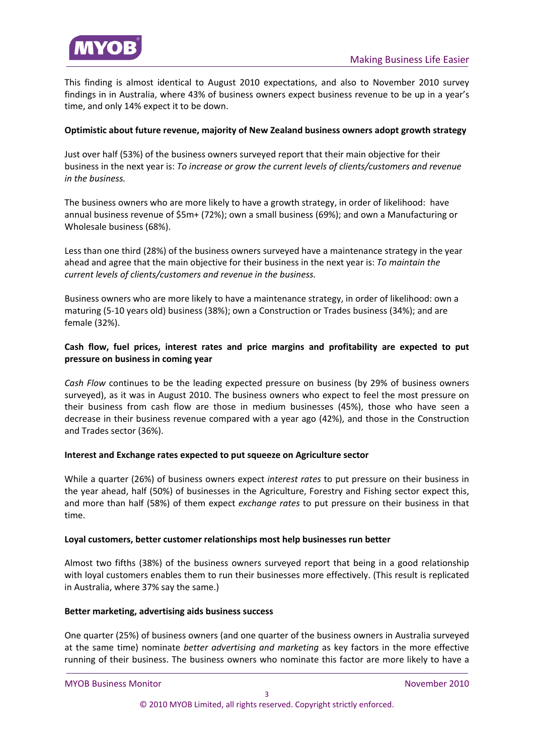This finding is almost identical to August 2010 expectations, and also to November 2010 survey findings in in Australia, where 43% of business owners expect business revenue to be up in a year's time, and only 14% expect it to be down.

**Optimistic about future revenue, majority of New Zealand business owners adopt growth strategy**

Just over half (53%) of the business owners surveyed report that their main objective for their business in the next year is: *To increase or grow the current levels of clients/customers and revenue in the business.*

The business owners who are more likely to have a growth strategy, in order of likelihood: have annual business revenue of $5m+ (72%); own a small business (69%); and own a Manufacturing or Wholesale business (68%).

Less than one third (28%) of the business owners surveyed have a maintenance strategy in the year ahead and agree that the main objective for their business in the next year is: *To maintain the current levels of clients/customers and revenue in the business.*

Business owners who are more likely to have a maintenance strategy, in order of likelihood: own a maturing (5-10 years old) business (38%); own a Construction or Trades business (34%); and are female (32%).

**Cash flow, fuel prices, interest rates and price margins and profitability are expected to put pressure on business in coming year**

*Cash Flow* continues to be the leading expected pressure on business (by 29% of business owners surveyed), as it was in August 2010. The business owners who expect to feel the most pressure on their business from cash flow are those in medium businesses (45%), those who have seen a decrease in their business revenue compared with a year ago (42%), and those in the Construction and Trades sector (36%).

**Interest and Exchange rates expected to put squeeze on Agriculture sector**

While a quarter (26%) of business owners expect *interest rates* to put pressure on their business in the year ahead, half (50%) of businesses in the Agriculture, Forestry and Fishing sector expect this, and more than half (58%) of them expect *exchange rates* to put pressure on their business in that time.

**Loyal customers, better customer relationships most help businesses run better**

Almost two fifths (38%) of the business owners surveyed report that being in a good relationship with loyal customers enables them to run their businesses more effectively. (This result is replicated in Australia, where 37% say the same.)

**Better marketing, advertising aids business success**

One quarter (25%) of business owners (and one quarter of the business owners in Australia surveyed at the same time) nominate *better advertising and marketing* as key factors in the more effective running of their business. The business owners who nominate this factor are more likely to have a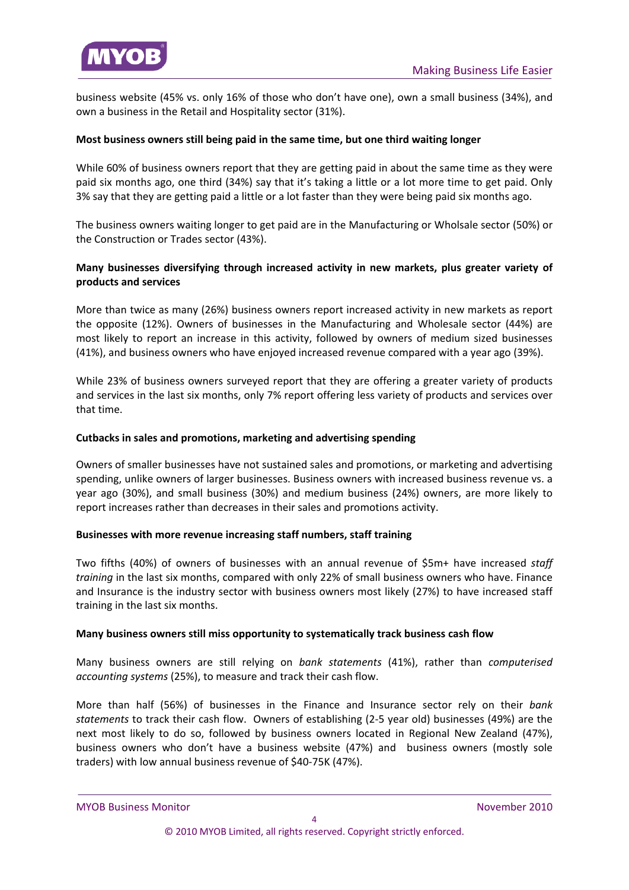business website (45% vs. only 16% of those who don't have one), own a small business (34%), and own a business in the Retail and Hospitality sector (31%).

**Most business owners still being paid in the same time, but one third waiting longer**

While 60% of business owners report that they are getting paid in about the same time as they were paid six months ago, one third (34%) say that it's taking a little or a lot more time to get paid. Only 3% say that they are getting paid a little or a lot faster than they were being paid six months ago.

The business owners waiting longer to get paid are in the Manufacturing or Wholsale sector (50%) or the Construction or Trades sector (43%).

**Many businesses diversifying through increased activity in new markets, plus greater variety of products and services**

More than twice as many (26%) business owners report increased activity in new markets as report the opposite (12%). Owners of businesses in the Manufacturing and Wholesale sector (44%) are most likely to report an increase in this activity, followed by owners of medium sized businesses (41%), and business owners who have enjoyed increased revenue compared with a year ago (39%).

While 23% of business owners surveyed report that they are offering a greater variety of products and services in the last six months, only 7% report offering less variety of products and services over that time.

**Cutbacks in sales and promotions, marketing and advertising spending**

Owners of smaller businesses have not sustained sales and promotions, or marketing and advertising spending, unlike owners of larger businesses. Business owners with increased business revenue vs. a year ago (30%), and small business (30%) and medium business (24%) owners, are more likely to report increases rather than decreases in their sales and promotions activity.

**Businesses with more revenue increasing staff numbers, staff training**

Two fifths (40%) of owners of businesses with an annual revenue of $5m+ have increased *staff training* in the last six months, compared with only 22% of small business owners who have. Finance and Insurance is the industry sector with business owners most likely (27%) to have increased staff training in the last six months.

**Many business owners still miss opportunity to systematically track business cash flow**

Many business owners are still relying on *bank statements* (41%), rather than *computerised accounting systems* (25%), to measure and track their cash flow.

More than half (56%) of businesses in the Finance and Insurance sector rely on their *bank statements* to track their cash flow. Owners of establishing (2-5 year old) businesses (49%) are the next most likely to do so, followed by business owners located in Regional New Zealand (47%), business owners who don't have a business website (47%) and business owners (mostly sole traders) with low annual business revenue of $40-75K (47%).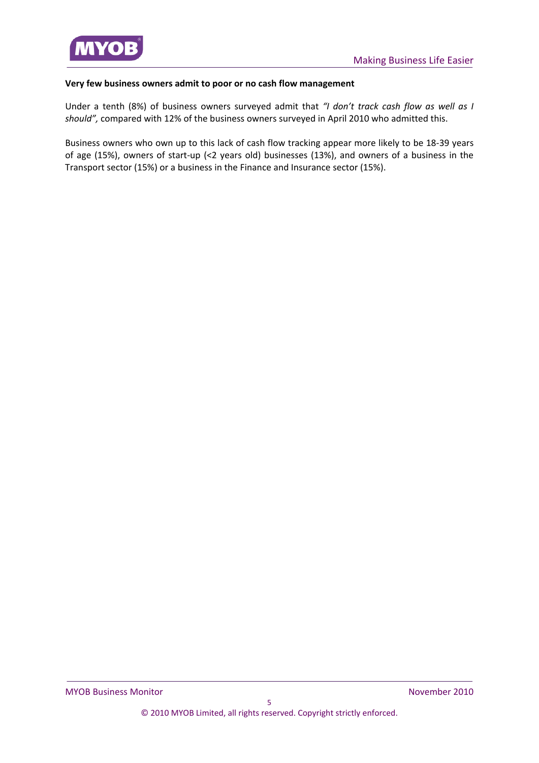**Very few business owners admit to poor or no cash flow management**

Under a tenth (8%) of business owners surveyed admit that *"I don't track cash flow as well as I should",* compared with 12% of the business owners surveyed in April 2010 who admitted this.

Business owners who own up to this lack of cash flow tracking appear more likely to be 18-39 years of age (15%), owners of start-up (<2 years old) businesses (13%), and owners of a business in the Transport sector (15%) or a business in the Finance and Insurance sector (15%).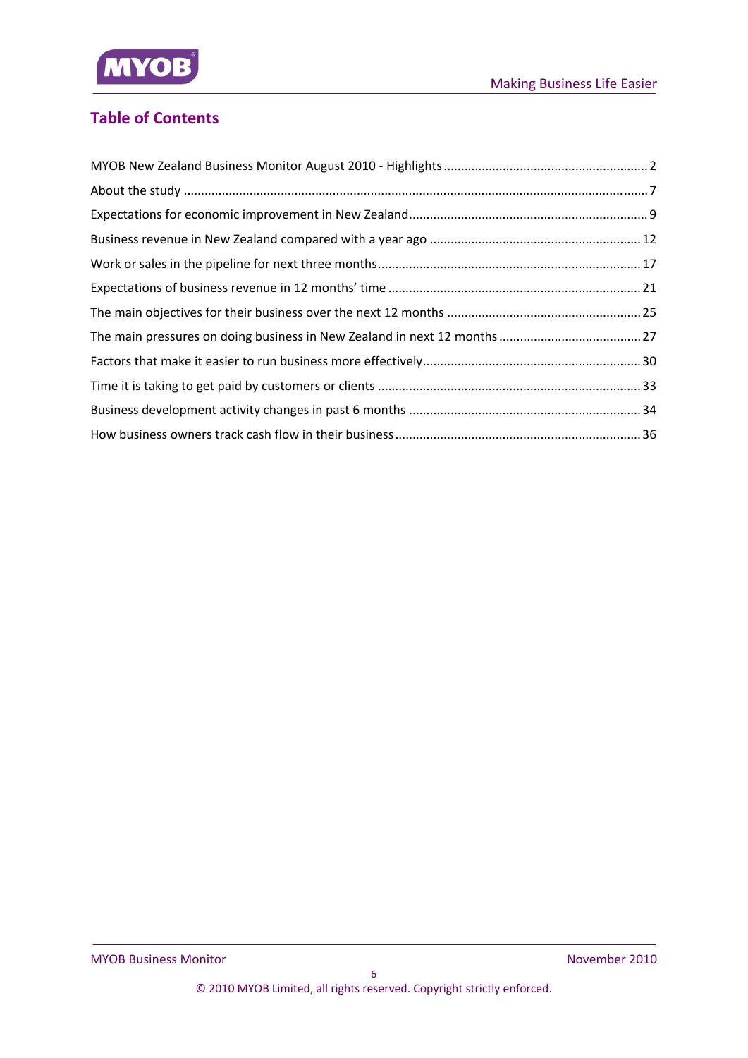## Table of Contents

MYOB New Zealand Business Monitor August 2010 - Highlights .......... 2

About the study .......... 7

Expectations for economic improvement in New Zealand .......... 9

Business revenue in New Zealand compared with a year ago .......... 12

Work or sales in the pipeline for next three months .......... 17

Expectations of business revenue in 12 months' time .......... 21

The main objectives for their business over the next 12 months .......... 25

The main pressures on doing business in New Zealand in next 12 months .......... 27

Factors that make it easier to run business more effectively .......... 30

Time it is taking to get paid by customers or clients .......... 33

Business development activity changes in past 6 months .......... 34

How business owners track cash flow in their business .......... 36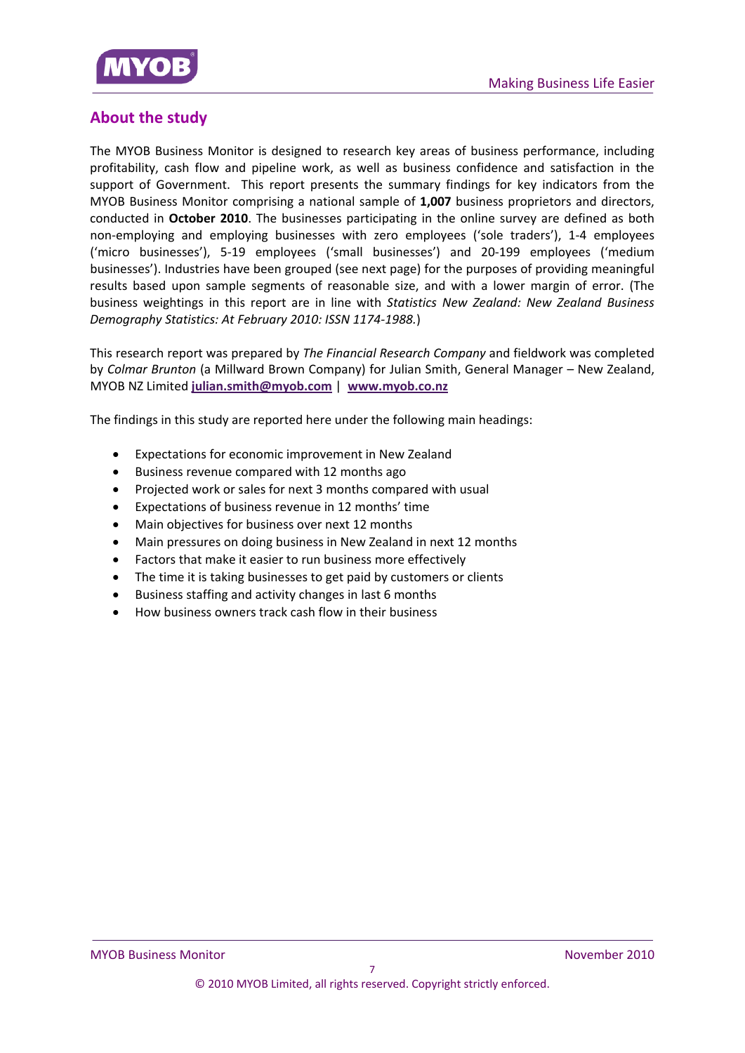## About the study

The MYOB Business Monitor is designed to research key areas of business performance, including profitability, cash flow and pipeline work, as well as business confidence and satisfaction in the support of Government. This report presents the summary findings for key indicators from the MYOB Business Monitor comprising a national sample of **1,007** business proprietors and directors, conducted in **October 2010**. The businesses participating in the online survey are defined as both non-employing and employing businesses with zero employees ('sole traders'), 1-4 employees ('micro businesses'), 5-19 employees ('small businesses') and 20-199 employees ('medium businesses'). Industries have been grouped (see next page) for the purposes of providing meaningful results based upon sample segments of reasonable size, and with a lower margin of error. (The business weightings in this report are in line with *Statistics New Zealand: New Zealand Business Demography Statistics: At February 2010: ISSN 1174-1988.*)

This research report was prepared by *The Financial Research Company* and fieldwork was completed by *Colmar Brunton* (a Millward Brown Company) for Julian Smith, General Manager – New Zealand, MYOB NZ Limited **julian.smith@myob.com** | **www.myob.co.nz**

The findings in this study are reported here under the following main headings:

- Expectations for economic improvement in New Zealand
- Business revenue compared with 12 months ago
- Projected work or sales for next 3 months compared with usual
- Expectations of business revenue in 12 months' time
- Main objectives for business over next 12 months
- Main pressures on doing business in New Zealand in next 12 months
- Factors that make it easier to run business more effectively
- The time it is taking businesses to get paid by customers or clients
- Business staffing and activity changes in last 6 months
- How business owners track cash flow in their business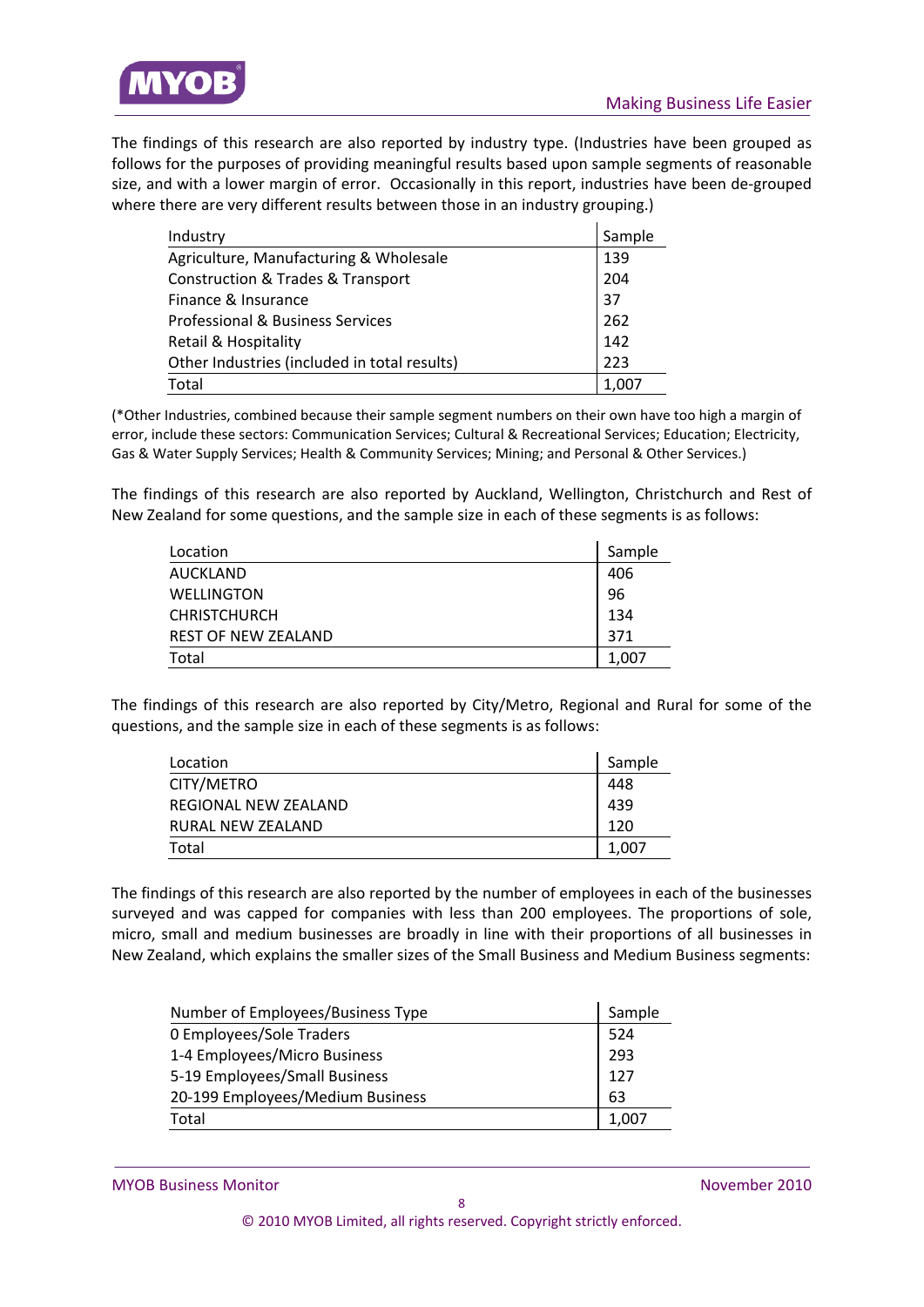The findings of this research are also reported by industry type. (Industries have been grouped as follows for the purposes of providing meaningful results based upon sample segments of reasonable size, and with a lower margin of error. Occasionally in this report, industries have been de-grouped where there are very different results between those in an industry grouping.)

| Industry | Sample |
|---|---|
| Agriculture, Manufacturing & Wholesale | 139 |
| Construction & Trades & Transport | 204 |
| Finance & Insurance | 37 |
| Professional & Business Services | 262 |
| Retail & Hospitality | 142 |
| Other Industries (included in total results) | 223 |
| Total | 1,007 |

(*Other Industries, combined because their sample segment numbers on their own have too high a margin of error, include these sectors: Communication Services; Cultural & Recreational Services; Education; Electricity, Gas & Water Supply Services; Health & Community Services; Mining; and Personal & Other Services.)

The findings of this research are also reported by Auckland, Wellington, Christchurch and Rest of New Zealand for some questions, and the sample size in each of these segments is as follows:

| Location | Sample |
|---|---|
| AUCKLAND | 406 |
| WELLINGTON | 96 |
| CHRISTCHURCH | 134 |
| REST OF NEW ZEALAND | 371 |
| Total | 1,007 |

The findings of this research are also reported by City/Metro, Regional and Rural for some of the questions, and the sample size in each of these segments is as follows:

| Location | Sample |
|---|---|
| CITY/METRO | 448 |
| REGIONAL NEW ZEALAND | 439 |
| RURAL NEW ZEALAND | 120 |
| Total | 1,007 |

The findings of this research are also reported by the number of employees in each of the businesses surveyed and was capped for companies with less than 200 employees. The proportions of sole, micro, small and medium businesses are broadly in line with their proportions of all businesses in New Zealand, which explains the smaller sizes of the Small Business and Medium Business segments:

| Number of Employees/Business Type | Sample |
|---|---|
| 0 Employees/Sole Traders | 524 |
| 1-4 Employees/Micro Business | 293 |
| 5-19 Employees/Small Business | 127 |
| 20-199 Employees/Medium Business | 63 |
| Total | 1,007 |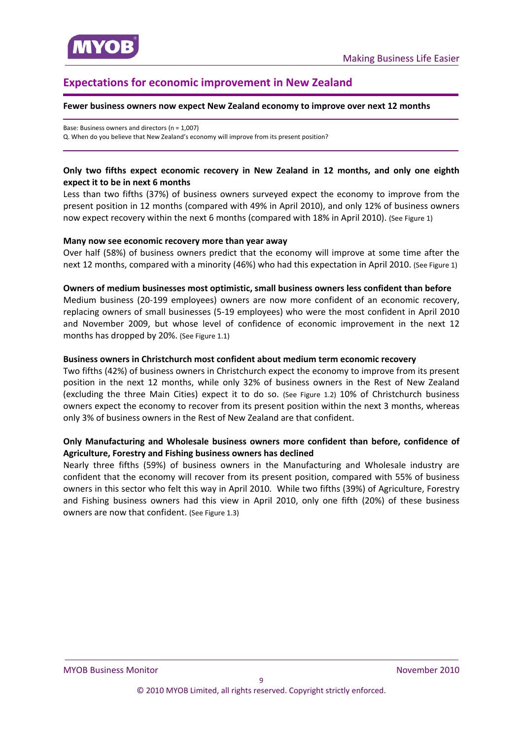## Expectations for economic improvement in New Zealand

**Fewer business owners now expect New Zealand economy to improve over next 12 months**

Base: Business owners and directors (n = 1,007)
Q. When do you believe that New Zealand's economy will improve from its present position?

**Only two fifths expect economic recovery in New Zealand in 12 months, and only one eighth expect it to be in next 6 months**

Less than two fifths (37%) of business owners surveyed expect the economy to improve from the present position in 12 months (compared with 49% in April 2010), and only 12% of business owners now expect recovery within the next 6 months (compared with 18% in April 2010). (See Figure 1)

**Many now see economic recovery more than year away**

Over half (58%) of business owners predict that the economy will improve at some time after the next 12 months, compared with a minority (46%) who had this expectation in April 2010. (See Figure 1)

**Owners of medium businesses most optimistic, small business owners less confident than before**

Medium business (20-199 employees) owners are now more confident of an economic recovery, replacing owners of small businesses (5-19 employees) who were the most confident in April 2010 and November 2009, but whose level of confidence of economic improvement in the next 12 months has dropped by 20%. (See Figure 1.1)

**Business owners in Christchurch most confident about medium term economic recovery**

Two fifths (42%) of business owners in Christchurch expect the economy to improve from its present position in the next 12 months, while only 32% of business owners in the Rest of New Zealand (excluding the three Main Cities) expect it to do so. (See Figure 1.2) 10% of Christchurch business owners expect the economy to recover from its present position within the next 3 months, whereas only 3% of business owners in the Rest of New Zealand are that confident.

**Only Manufacturing and Wholesale business owners more confident than before, confidence of Agriculture, Forestry and Fishing business owners has declined**

Nearly three fifths (59%) of business owners in the Manufacturing and Wholesale industry are confident that the economy will recover from its present position, compared with 55% of business owners in this sector who felt this way in April 2010. While two fifths (39%) of Agriculture, Forestry and Fishing business owners had this view in April 2010, only one fifth (20%) of these business owners are now that confident. (See Figure 1.3)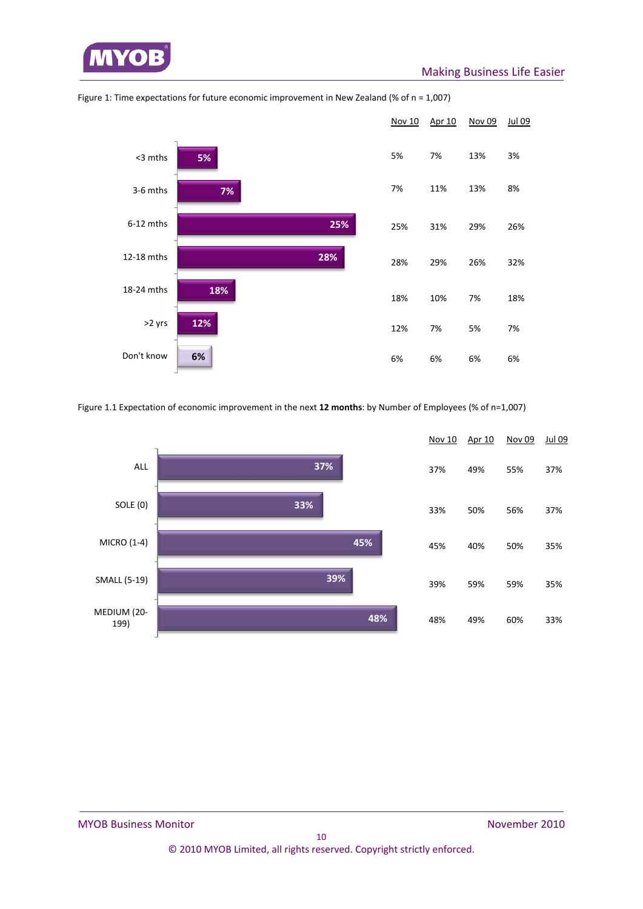Figure 1: Time expectations for future economic improvement in New Zealand (% of n = 1,007)

| | Nov 10 | Apr 10 | Nov 09 | Jul 09 |
|---|---|---|---|---|
| <3 mths | 5% | 7% | 13% | 3% |
| 3-6 mths | 7% | 11% | 13% | 8% |
| 6-12 mths | 25% | 31% | 29% | 26% |
| 12-18 mths | 28% | 29% | 26% | 32% |
| 18-24 mths | 18% | 10% | 7% | 18% |
| >2 yrs | 12% | 7% | 5% | 7% |
| Don't know | 6% | 6% | 6% | 6% |

Figure 1.1 Expectation of economic improvement in the next **12 months**: by Number of Employees (% of n=1,007)

| | Nov 10 | Apr 10 | Nov 09 | Jul 09 |
|---|---|---|---|---|
| ALL | 37% | 49% | 55% | 37% |
| SOLE (0) | 33% | 50% | 56% | 37% |
| MICRO (1-4) | 45% | 40% | 50% | 35% |
| SMALL (5-19) | 39% | 59% | 59% | 35% |
| MEDIUM (20-199) | 48% | 49% | 60% | 33% |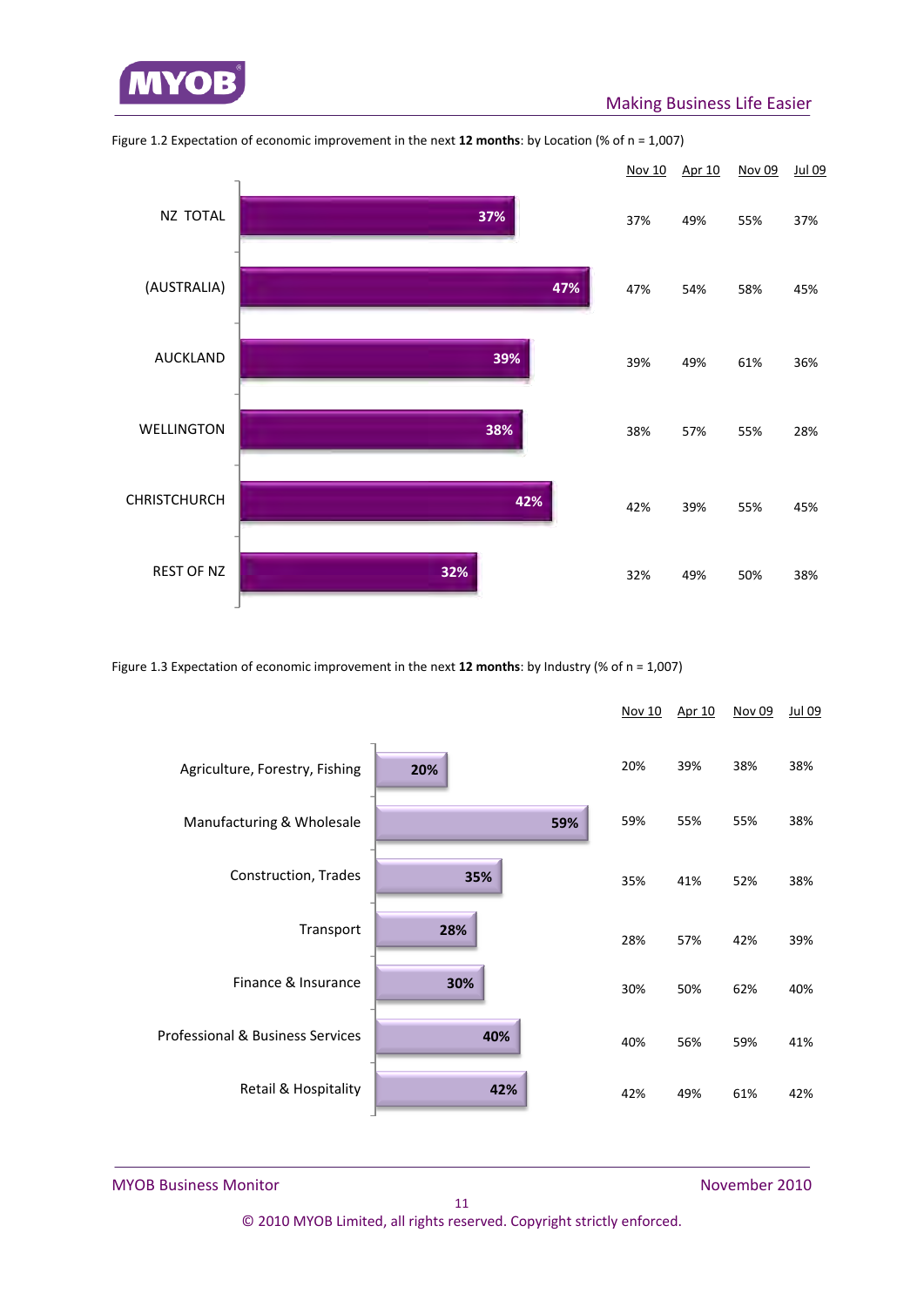Figure 1.2 Expectation of economic improvement in the next **12 months**: by Location (% of n = 1,007)

| | Nov 10 | Apr 10 | Nov 09 | Jul 09 |
|---|---|---|---|---|
| NZ TOTAL | 37% | 49% | 55% | 37% |
| (AUSTRALIA) | 47% | 54% | 58% | 45% |
| AUCKLAND | 39% | 49% | 61% | 36% |
| WELLINGTON | 38% | 57% | 55% | 28% |
| CHRISTCHURCH | 42% | 39% | 55% | 45% |
| REST OF NZ | 32% | 49% | 50% | 38% |

Figure 1.3 Expectation of economic improvement in the next **12 months**: by Industry (% of n = 1,007)

| | Nov 10 | Apr 10 | Nov 09 | Jul 09 |
|---|---|---|---|---|
| Agriculture, Forestry, Fishing | 20% | 39% | 38% | 38% |
| Manufacturing & Wholesale | 59% | 55% | 55% | 38% |
| Construction, Trades | 35% | 41% | 52% | 38% |
| Transport | 28% | 57% | 42% | 39% |
| Finance & Insurance | 30% | 50% | 62% | 40% |
| Professional & Business Services | 40% | 56% | 59% | 41% |
| Retail & Hospitality | 42% | 49% | 61% | 42% |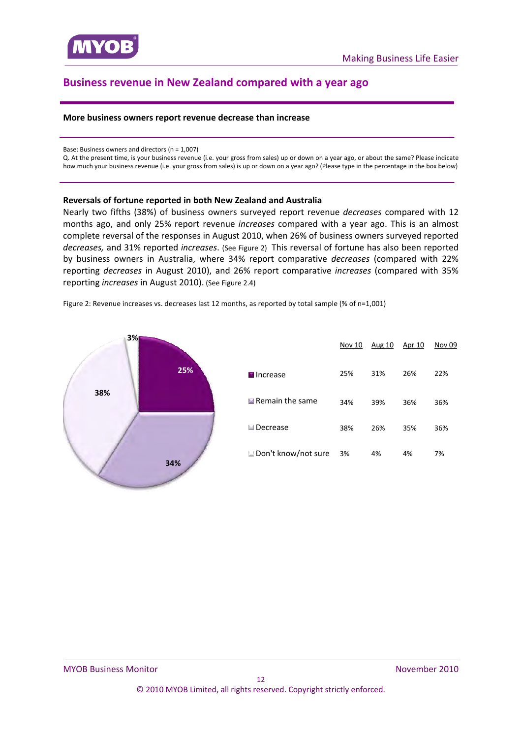## Business revenue in New Zealand compared with a year ago

**More business owners report revenue decrease than increase**

Base: Business owners and directors (n = 1,007)

Q. At the present time, is your business revenue (i.e. your gross from sales) up or down on a year ago, or about the same? Please indicate how much your business revenue (i.e. your gross from sales) is up or down on a year ago? (Please type in the percentage in the box below)

### Reversals of fortune reported in both New Zealand and Australia

Nearly two fifths (38%) of business owners surveyed report revenue *decreases* compared with 12 months ago, and only 25% report revenue *increases* compared with a year ago. This is an almost complete reversal of the responses in August 2010, when 26% of business owners surveyed reported *decreases,* and 31% reported *increases*. (See Figure 2) This reversal of fortune has also been reported by business owners in Australia, where 34% report comparative *decreases* (compared with 22% reporting *decreases* in August 2010), and 26% report comparative *increases* (compared with 35% reporting *increases* in August 2010). (See Figure 2.4)

Figure 2: Revenue increases vs. decreases last 12 months, as reported by total sample (% of n=1,001)

| | Nov 10 | Aug 10 | Apr 10 | Nov 09 |
|---|---|---|---|---|
| Increase | 25% | 31% | 26% | 22% |
| Remain the same | 34% | 39% | 36% | 36% |
| Decrease | 38% | 26% | 35% | 36% |
| Don't know/not sure | 3% | 4% | 4% | 7% |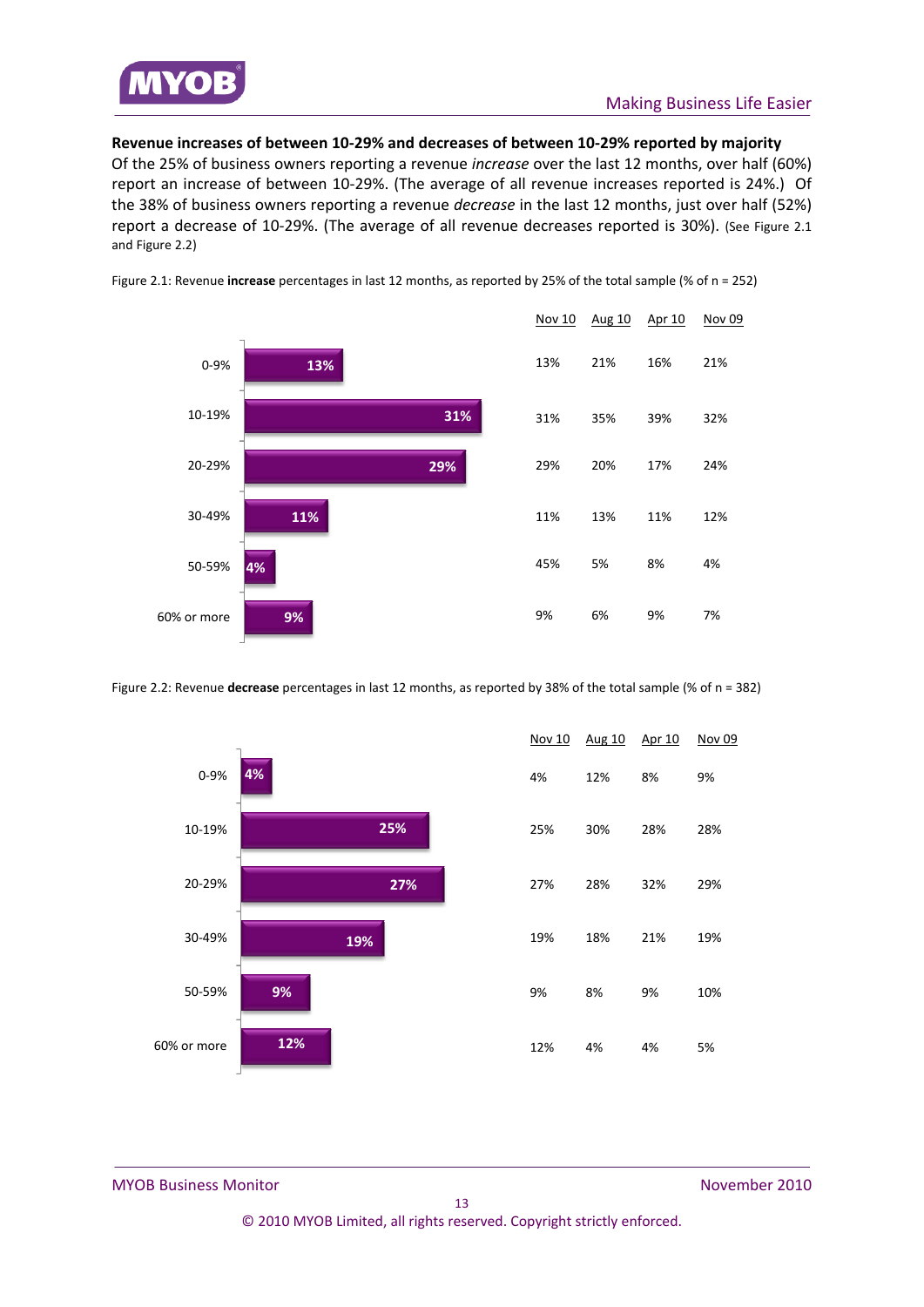**Revenue increases of between 10-29% and decreases of between 10-29% reported by majority**

Of the 25% of business owners reporting a revenue *increase* over the last 12 months, over half (60%) report an increase of between 10-29%. (The average of all revenue increases reported is 24%.) Of the 38% of business owners reporting a revenue *decrease* in the last 12 months, just over half (52%) report a decrease of 10-29%. (The average of all revenue decreases reported is 30%). (See Figure 2.1 and Figure 2.2)

Figure 2.1: Revenue **increase** percentages in last 12 months, as reported by 25% of the total sample (% of n = 252)

| | Nov 10 | Aug 10 | Apr 10 | Nov 09 |
|---|---|---|---|---|
| 0-9% | 13% | 21% | 16% | 21% |
| 10-19% | 31% | 35% | 39% | 32% |
| 20-29% | 29% | 20% | 17% | 24% |
| 30-49% | 11% | 13% | 11% | 12% |
| 50-59% | 45% | 5% | 8% | 4% |
| 60% or more | 9% | 6% | 9% | 7% |

Figure 2.2: Revenue **decrease** percentages in last 12 months, as reported by 38% of the total sample (% of n = 382)

| | Nov 10 | Aug 10 | Apr 10 | Nov 09 |
|---|---|---|---|---|
| 0-9% | 4% | 12% | 8% | 9% |
| 10-19% | 25% | 30% | 28% | 28% |
| 20-29% | 27% | 28% | 32% | 29% |
| 30-49% | 19% | 18% | 21% | 19% |
| 50-59% | 9% | 8% | 9% | 10% |
| 60% or more | 12% | 4% | 4% | 5% |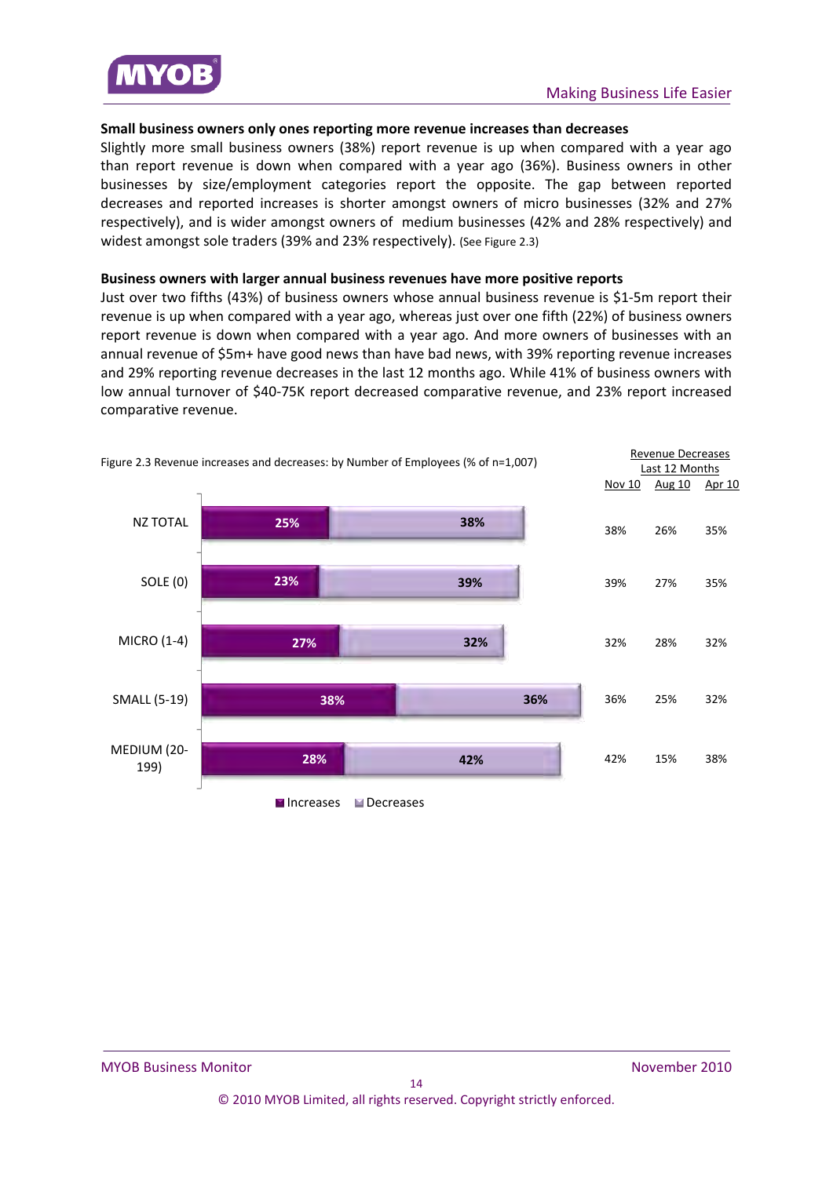**Small business owners only ones reporting more revenue increases than decreases**

Slightly more small business owners (38%) report revenue is up when compared with a year ago than report revenue is down when compared with a year ago (36%). Business owners in other businesses by size/employment categories report the opposite. The gap between reported decreases and reported increases is shorter amongst owners of micro businesses (32% and 27% respectively), and is wider amongst owners of medium businesses (42% and 28% respectively) and widest amongst sole traders (39% and 23% respectively). (See Figure 2.3)

**Business owners with larger annual business revenues have more positive reports**

Just over two fifths (43%) of business owners whose annual business revenue is $1-5m report their revenue is up when compared with a year ago, whereas just over one fifth (22%) of business owners report revenue is down when compared with a year ago. And more owners of businesses with an annual revenue of $5m+ have good news than have bad news, with 39% reporting revenue increases and 29% reporting revenue decreases in the last 12 months ago. While 41% of business owners with low annual turnover of $40-75K report decreased comparative revenue, and 23% report increased comparative revenue.

Figure 2.3 Revenue increases and decreases: by Number of Employees (% of n=1,007)

| | Increases | Decreases | Revenue Decreases Last 12 Months: Nov 10 | Aug 10 | Apr 10 |
|---|---|---|---|---|---|
| NZ TOTAL | 25% | 38% | 38% | 26% | 35% |
| SOLE (0) | 23% | 39% | 39% | 27% | 35% |
| MICRO (1-4) | 27% | 32% | 32% | 28% | 32% |
| SMALL (5-19) | 38% | 36% | 36% | 25% | 32% |
| MEDIUM (20-199) | 28% | 42% | 42% | 15% | 38% |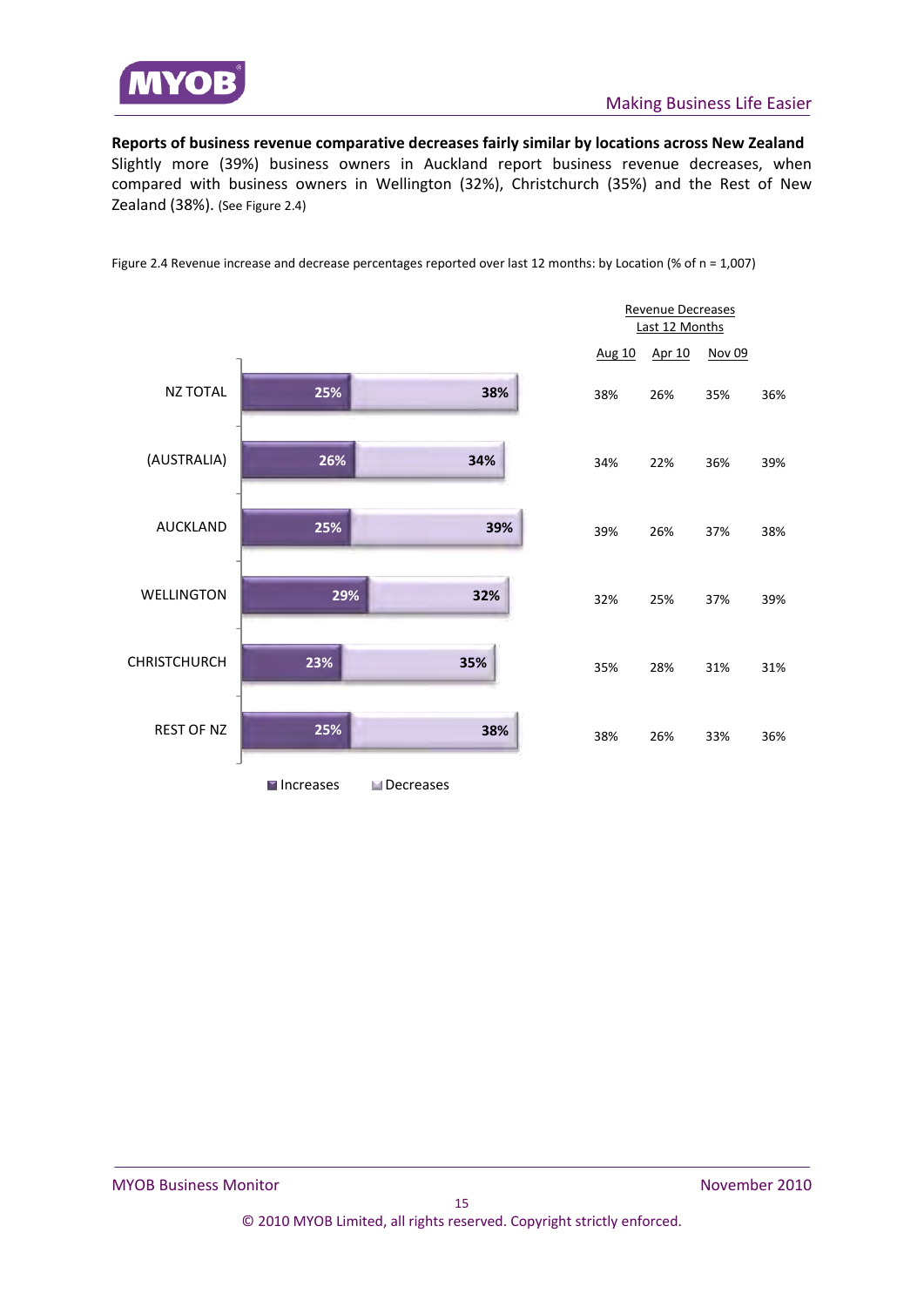**Reports of business revenue comparative decreases fairly similar by locations across New Zealand**

Slightly more (39%) business owners in Auckland report business revenue decreases, when compared with business owners in Wellington (32%), Christchurch (35%) and the Rest of New Zealand (38%). (See Figure 2.4)

Figure 2.4 Revenue increase and decrease percentages reported over last 12 months: by Location (% of n = 1,007)

| Location | Increases | Decreases | Revenue Decreases Last 12 Months | Aug 10 | Apr 10 | Nov 09 |
|---|---|---|---|---|---|---|
| NZ TOTAL | 25% | 38% | 38% | 26% | 35% | 36% |
| (AUSTRALIA) | 26% | 34% | 34% | 22% | 36% | 39% |
| AUCKLAND | 25% | 39% | 39% | 26% | 37% | 38% |
| WELLINGTON | 29% | 32% | 32% | 25% | 37% | 39% |
| CHRISTCHURCH | 23% | 35% | 35% | 28% | 31% | 31% |
| REST OF NZ | 25% | 38% | 38% | 26% | 33% | 36% |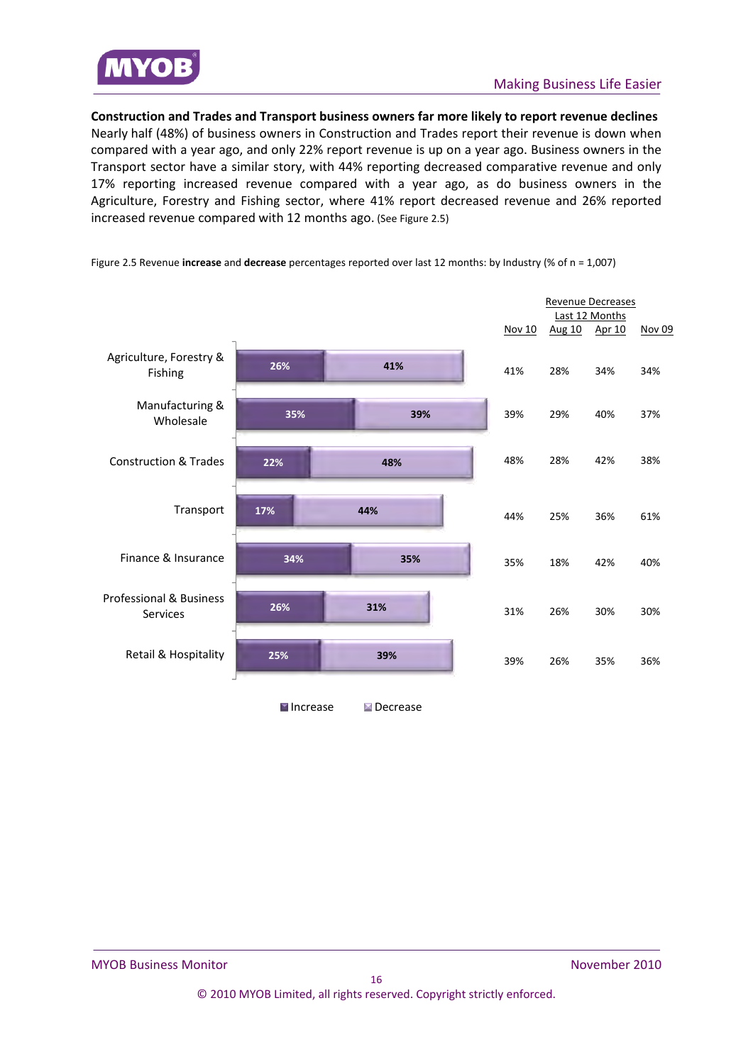**Construction and Trades and Transport business owners far more likely to report revenue declines**
Nearly half (48%) of business owners in Construction and Trades report their revenue is down when compared with a year ago, and only 22% report revenue is up on a year ago. Business owners in the Transport sector have a similar story, with 44% reporting decreased comparative revenue and only 17% reporting increased revenue compared with a year ago, as do business owners in the Agriculture, Forestry and Fishing sector, where 41% report decreased revenue and 26% reported increased revenue compared with 12 months ago. (See Figure 2.5)

Figure 2.5 Revenue **increase** and **decrease** percentages reported over last 12 months: by Industry (% of n = 1,007)

| Industry | Increase | Decrease | Revenue Decreases Last 12 Months: Nov 10 | Aug 10 | Apr 10 | Nov 09 |
|---|---|---|---|---|---|---|
| Agriculture, Forestry & Fishing | 26% | 41% | 41% | 28% | 34% | 34% |
| Manufacturing & Wholesale | 35% | 39% | 39% | 29% | 40% | 37% |
| Construction & Trades | 22% | 48% | 48% | 28% | 42% | 38% |
| Transport | 17% | 44% | 44% | 25% | 36% | 61% |
| Finance & Insurance | 34% | 35% | 35% | 18% | 42% | 40% |
| Professional & Business Services | 26% | 31% | 31% | 26% | 30% | 30% |
| Retail & Hospitality | 25% | 39% | 39% | 26% | 35% | 36% |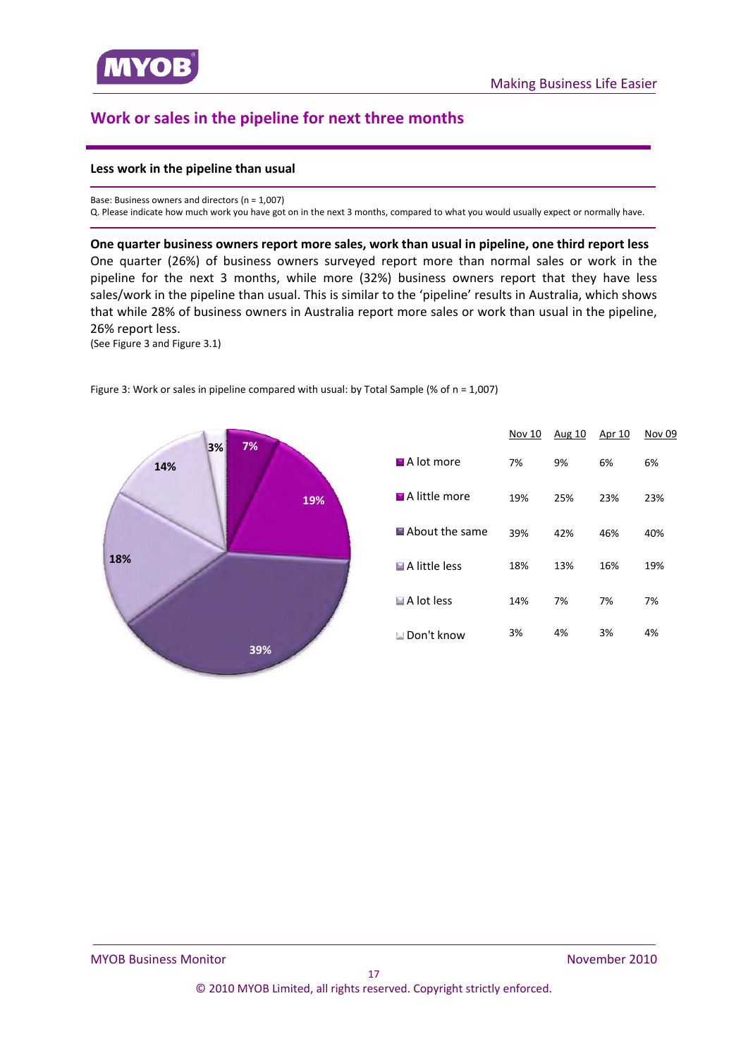## Work or sales in the pipeline for next three months

### Less work in the pipeline than usual

Base: Business owners and directors (n = 1,007)
Q. Please indicate how much work you have got on in the next 3 months, compared to what you would usually expect or normally have.

**One quarter business owners report more sales, work than usual in pipeline, one third report less**

One quarter (26%) of business owners surveyed report more than normal sales or work in the pipeline for the next 3 months, while more (32%) business owners report that they have less sales/work in the pipeline than usual. This is similar to the 'pipeline' results in Australia, which shows that while 28% of business owners in Australia report more sales or work than usual in the pipeline, 26% report less.
(See Figure 3 and Figure 3.1)

Figure 3: Work or sales in pipeline compared with usual: by Total Sample (% of n = 1,007)

| | Nov 10 | Aug 10 | Apr 10 | Nov 09 |
|---|---|---|---|---|
| A lot more | 7% | 9% | 6% | 6% |
| A little more | 19% | 25% | 23% | 23% |
| About the same | 39% | 42% | 46% | 40% |
| A little less | 18% | 13% | 16% | 19% |
| A lot less | 14% | 7% | 7% | 7% |
| Don't know | 3% | 4% | 3% | 4% |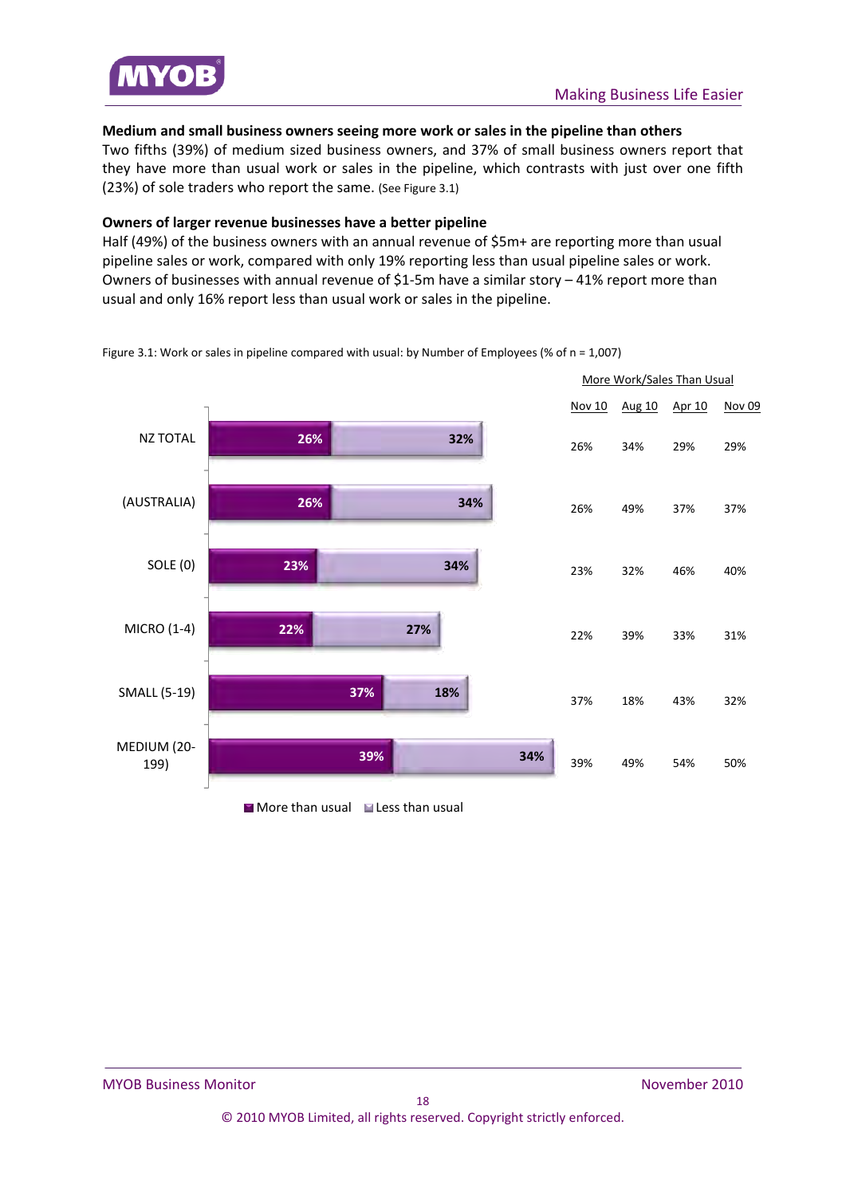### Medium and small business owners seeing more work or sales in the pipeline than others

Two fifths (39%) of medium sized business owners, and 37% of small business owners report that they have more than usual work or sales in the pipeline, which contrasts with just over one fifth (23%) of sole traders who report the same. (See Figure 3.1)

### Owners of larger revenue businesses have a better pipeline

Half (49%) of the business owners with an annual revenue of $5m+ are reporting more than usual pipeline sales or work, compared with only 19% reporting less than usual pipeline sales or work. Owners of businesses with annual revenue of $1-5m have a similar story – 41% report more than usual and only 16% report less than usual work or sales in the pipeline.

Figure 3.1: Work or sales in pipeline compared with usual: by Number of Employees (% of n = 1,007)

| | More than usual | Less than usual | More Work/Sales Than Usual: Nov 10 | Aug 10 | Apr 10 | Nov 09 |
|---|---|---|---|---|---|---|
| NZ TOTAL | 26% | 32% | 26% | 34% | 29% | 29% |
| (AUSTRALIA) | 26% | 34% | 26% | 49% | 37% | 37% |
| SOLE (0) | 23% | 34% | 23% | 32% | 46% | 40% |
| MICRO (1-4) | 22% | 27% | 22% | 39% | 33% | 31% |
| SMALL (5-19) | 37% | 18% | 37% | 18% | 43% | 32% |
| MEDIUM (20-199) | 39% | 34% | 39% | 49% | 54% | 50% |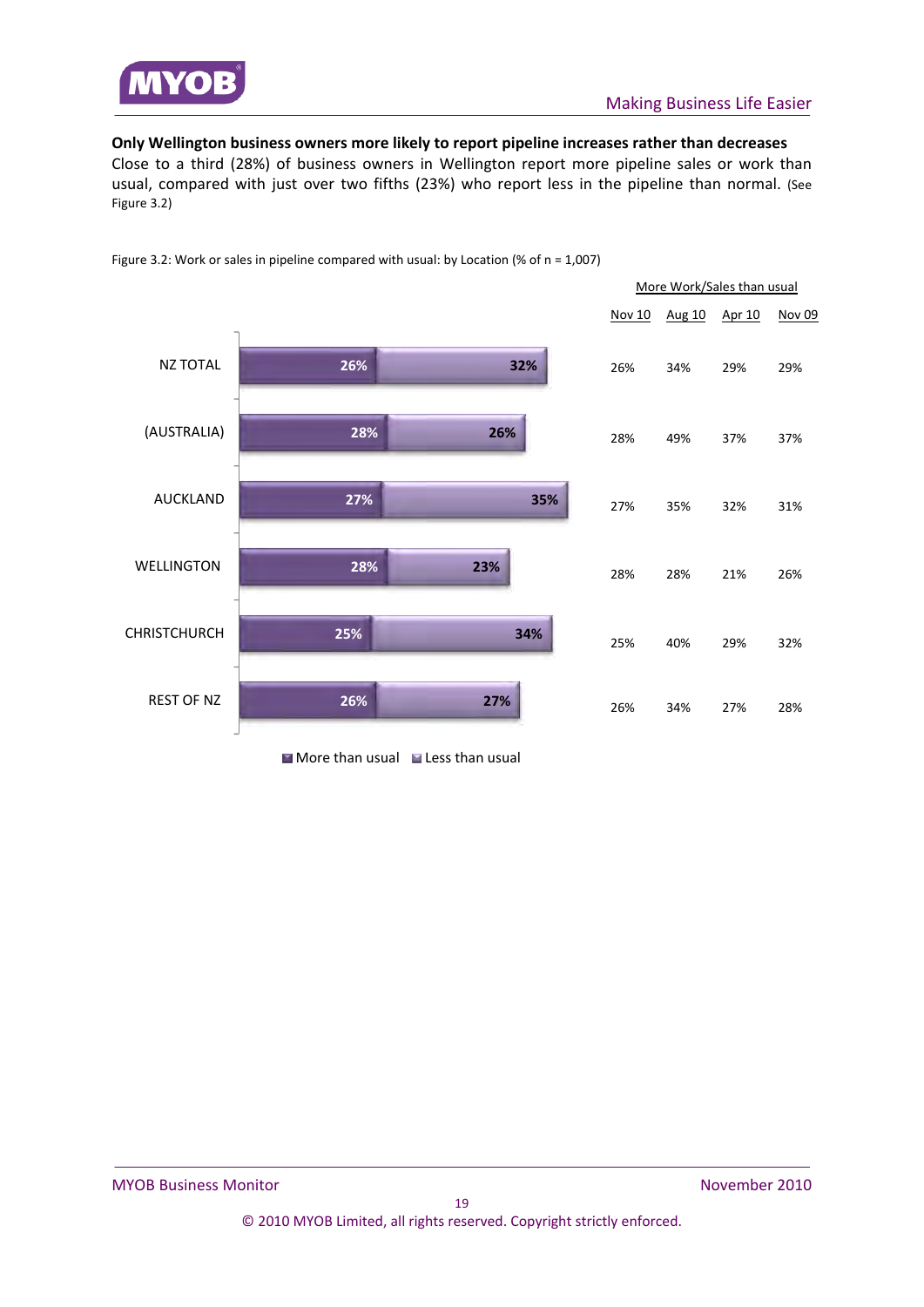**Only Wellington business owners more likely to report pipeline increases rather than decreases**

Close to a third (28%) of business owners in Wellington report more pipeline sales or work than usual, compared with just over two fifths (23%) who report less in the pipeline than normal. (See Figure 3.2)

Figure 3.2: Work or sales in pipeline compared with usual: by Location (% of n = 1,007)

| Location | More than usual | Less than usual |
|---|---|---|
| NZ TOTAL | 26% | 32% |
| (AUSTRALIA) | 28% | 26% |
| AUCKLAND | 27% | 35% |
| WELLINGTON | 28% | 23% |
| CHRISTCHURCH | 25% | 34% |
| REST OF NZ | 26% | 27% |

| | More Work/Sales than usual | | | |
|---|---|---|---|---|
| Location | Nov 10 | Aug 10 | Apr 10 | Nov 09 |
| NZ TOTAL | 26% | 34% | 29% | 29% |
| (AUSTRALIA) | 28% | 49% | 37% | 37% |
| AUCKLAND | 27% | 35% | 32% | 31% |
| WELLINGTON | 28% | 28% | 21% | 26% |
| CHRISTCHURCH | 25% | 40% | 29% | 32% |
| REST OF NZ | 26% | 34% | 27% | 28% |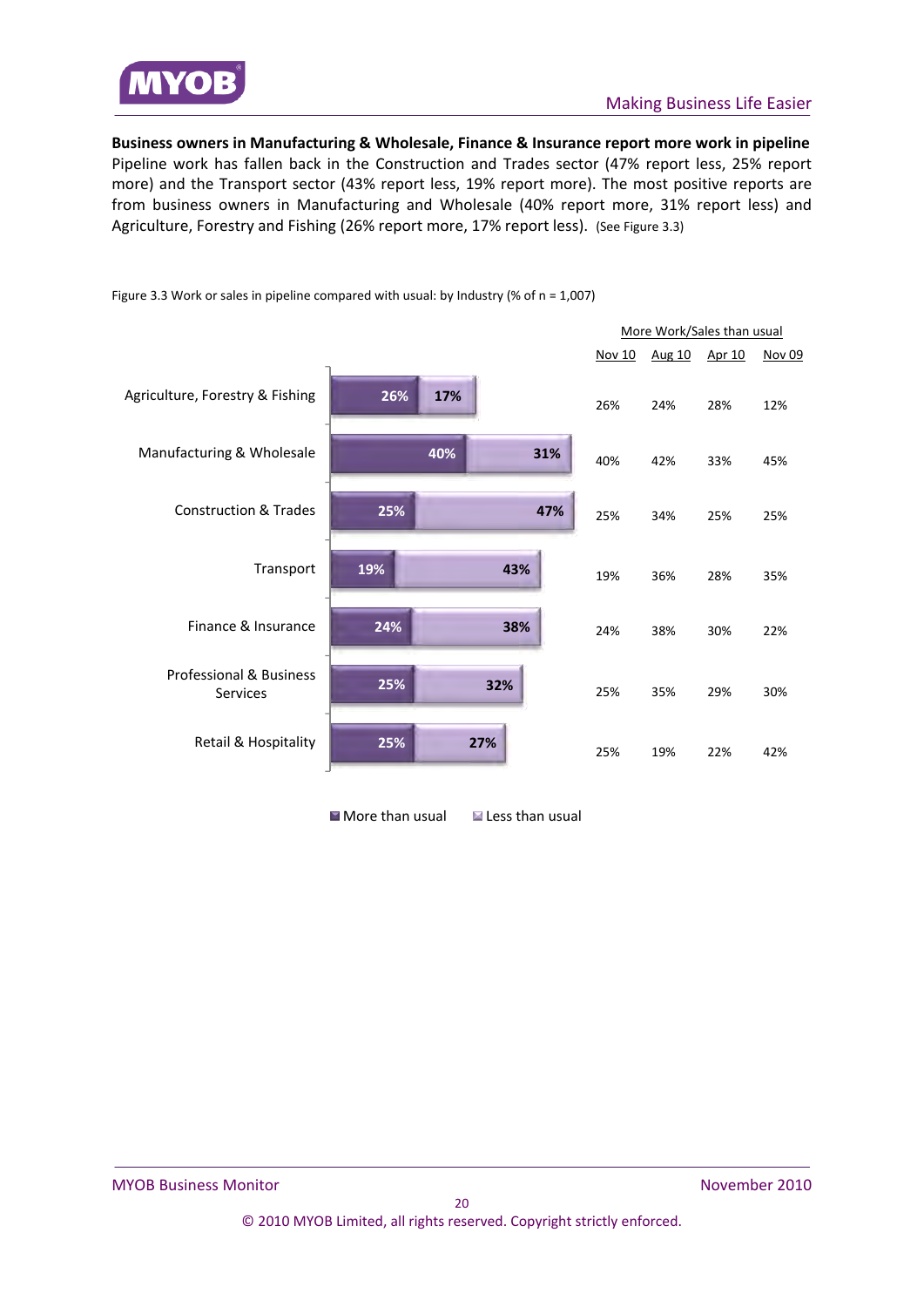**Business owners in Manufacturing & Wholesale, Finance & Insurance report more work in pipeline**

Pipeline work has fallen back in the Construction and Trades sector (47% report less, 25% report more) and the Transport sector (43% report less, 19% report more). The most positive reports are from business owners in Manufacturing and Wholesale (40% report more, 31% report less) and Agriculture, Forestry and Fishing (26% report more, 17% report less). (See Figure 3.3)

Figure 3.3 Work or sales in pipeline compared with usual: by Industry (% of n = 1,007)

| Industry | More than usual | Less than usual | More Work/Sales than usual: Nov 10 | Aug 10 | Apr 10 | Nov 09 |
|---|---|---|---|---|---|---|
| Agriculture, Forestry & Fishing | 26% | 17% | 26% | 24% | 28% | 12% |
| Manufacturing & Wholesale | 40% | 31% | 40% | 42% | 33% | 45% |
| Construction & Trades | 25% | 47% | 25% | 34% | 25% | 25% |
| Transport | 19% | 43% | 19% | 36% | 28% | 35% |
| Finance & Insurance | 24% | 38% | 24% | 38% | 30% | 22% |
| Professional & Business Services | 25% | 32% | 25% | 35% | 29% | 30% |
| Retail & Hospitality | 25% | 27% | 25% | 19% | 22% | 42% |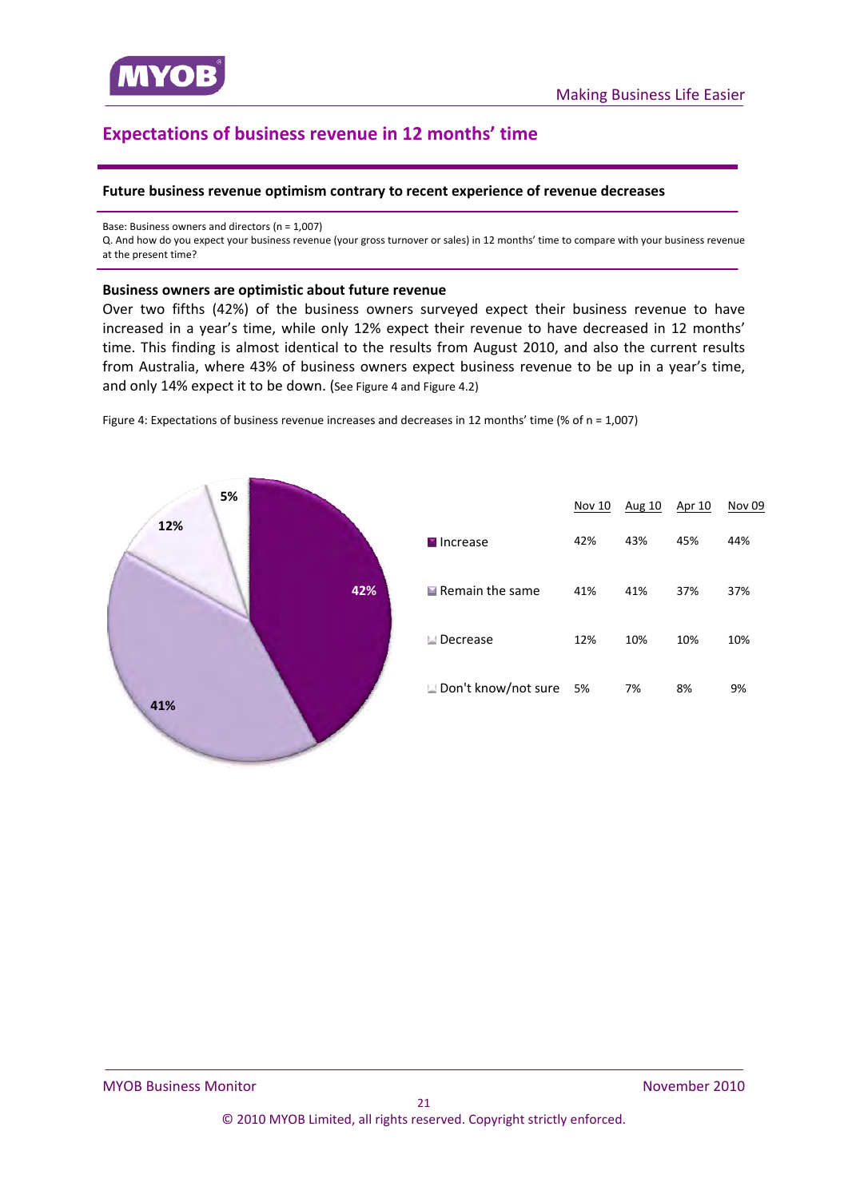## Expectations of business revenue in 12 months' time

**Future business revenue optimism contrary to recent experience of revenue decreases**

Base: Business owners and directors (n = 1,007)
Q. And how do you expect your business revenue (your gross turnover or sales) in 12 months' time to compare with your business revenue at the present time?

**Business owners are optimistic about future revenue**

Over two fifths (42%) of the business owners surveyed expect their business revenue to have increased in a year's time, while only 12% expect their revenue to have decreased in 12 months' time. This finding is almost identical to the results from August 2010, and also the current results from Australia, where 43% of business owners expect business revenue to be up in a year's time, and only 14% expect it to be down. (See Figure 4 and Figure 4.2)

Figure 4: Expectations of business revenue increases and decreases in 12 months' time (% of n = 1,007)

| | Nov 10 | Aug 10 | Apr 10 | Nov 09 |
|---|---|---|---|---|
| Increase | 42% | 43% | 45% | 44% |
| Remain the same | 41% | 41% | 37% | 37% |
| Decrease | 12% | 10% | 10% | 10% |
| Don't know/not sure | 5% | 7% | 8% | 9% |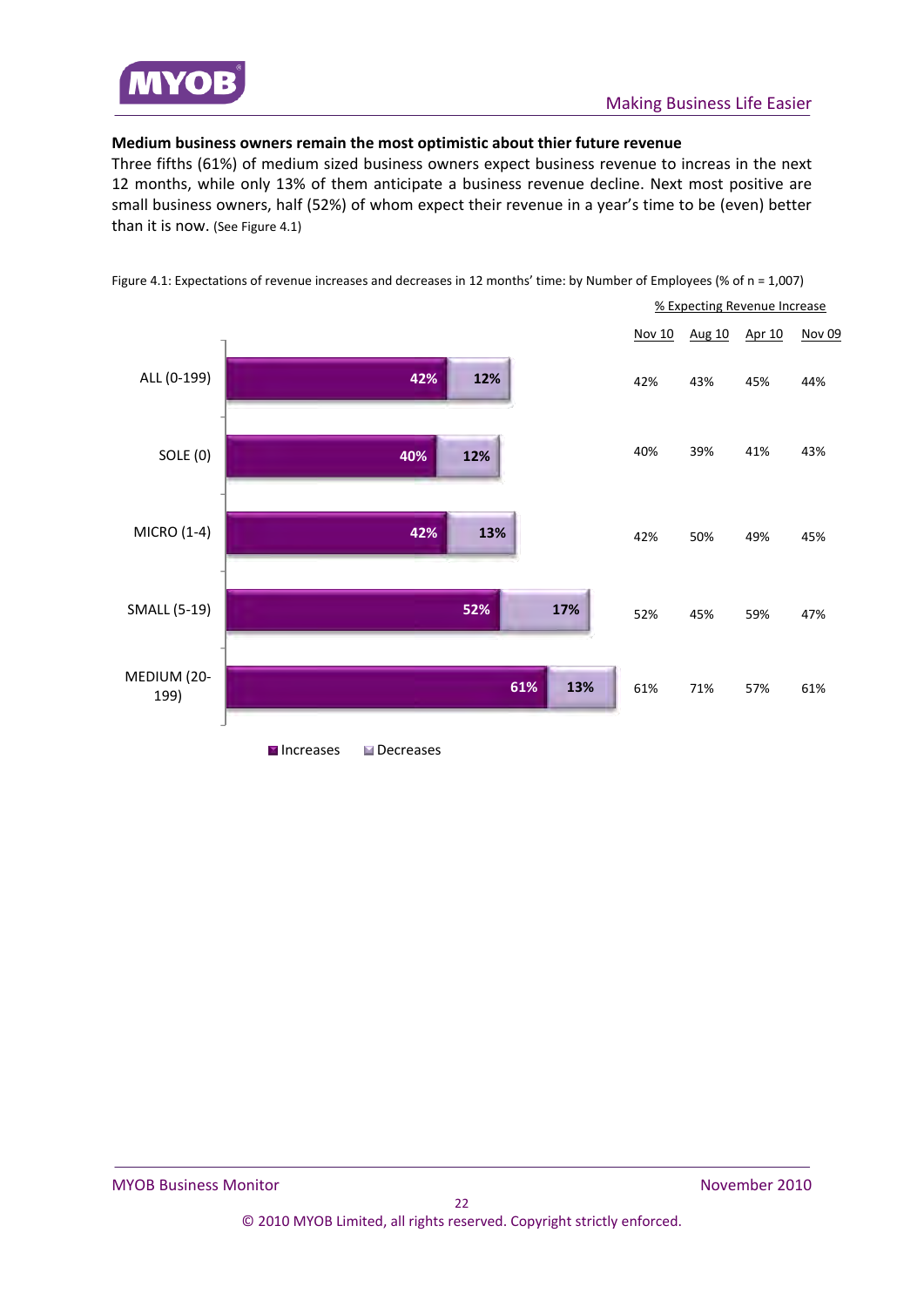**Medium business owners remain the most optimistic about thier future revenue**

Three fifths (61%) of medium sized business owners expect business revenue to increas in the next 12 months, while only 13% of them anticipate a business revenue decline. Next most positive are small business owners, half (52%) of whom expect their revenue in a year's time to be (even) better than it is now. (See Figure 4.1)

Figure 4.1: Expectations of revenue increases and decreases in 12 months' time: by Number of Employees (% of n = 1,007)

| | Increases | Decreases | % Expecting Revenue Increase Nov 10 | Aug 10 | Apr 10 | Nov 09 |
|---|---|---|---|---|---|---|
| ALL (0-199) | 42% | 12% | 42% | 43% | 45% | 44% |
| SOLE (0) | 40% | 12% | 40% | 39% | 41% | 43% |
| MICRO (1-4) | 42% | 13% | 42% | 50% | 49% | 45% |
| SMALL (5-19) | 52% | 17% | 52% | 45% | 59% | 47% |
| MEDIUM (20-199) | 61% | 13% | 61% | 71% | 57% | 61% |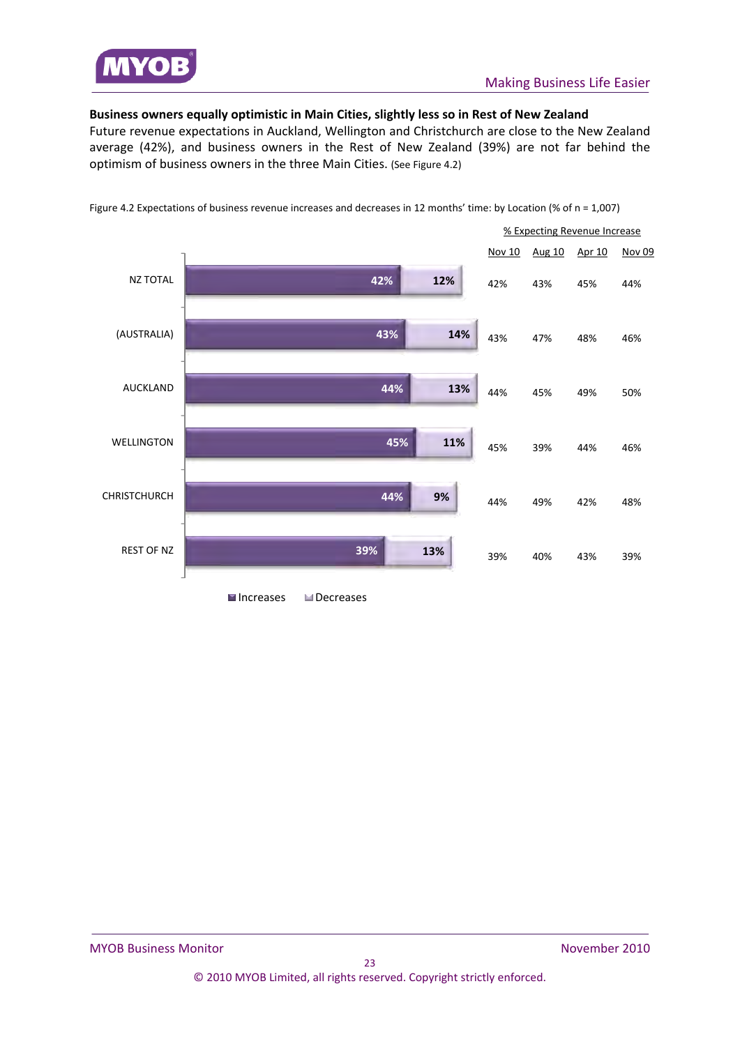**Business owners equally optimistic in Main Cities, slightly less so in Rest of New Zealand**

Future revenue expectations in Auckland, Wellington and Christchurch are close to the New Zealand average (42%), and business owners in the Rest of New Zealand (39%) are not far behind the optimism of business owners in the three Main Cities. (See Figure 4.2)

Figure 4.2 Expectations of business revenue increases and decreases in 12 months' time: by Location (% of n = 1,007)

| Location | Increases | Decreases | % Expecting Revenue Increase: Nov 10 | Aug 10 | Apr 10 | Nov 09 |
|---|---|---|---|---|---|---|
| NZ TOTAL | 42% | 12% | 42% | 43% | 45% | 44% |
| (AUSTRALIA) | 43% | 14% | 43% | 47% | 48% | 46% |
| AUCKLAND | 44% | 13% | 44% | 45% | 49% | 50% |
| WELLINGTON | 45% | 11% | 45% | 39% | 44% | 46% |
| CHRISTCHURCH | 44% | 9% | 44% | 49% | 42% | 48% |
| REST OF NZ | 39% | 13% | 39% | 40% | 43% | 39% |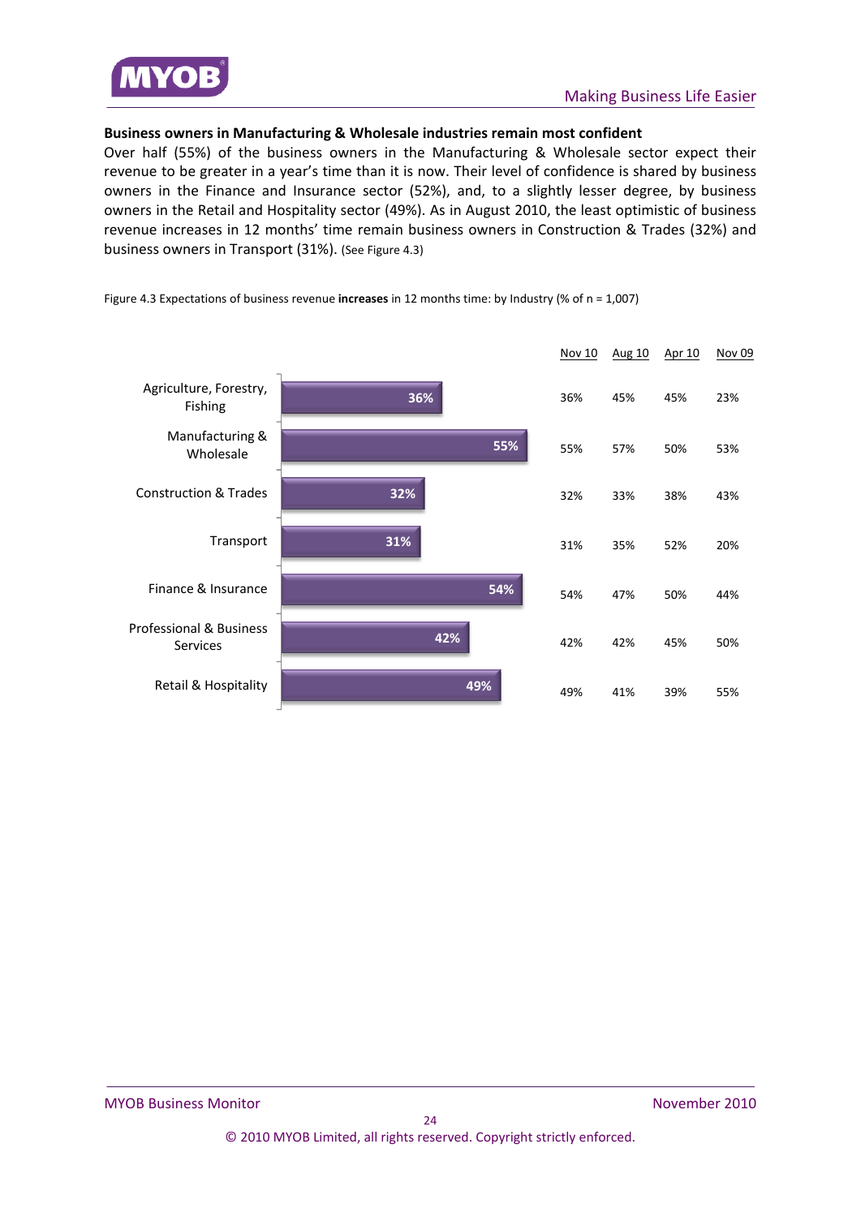**Business owners in Manufacturing & Wholesale industries remain most confident**

Over half (55%) of the business owners in the Manufacturing & Wholesale sector expect their revenue to be greater in a year's time than it is now. Their level of confidence is shared by business owners in the Finance and Insurance sector (52%), and, to a slightly lesser degree, by business owners in the Retail and Hospitality sector (49%). As in August 2010, the least optimistic of business revenue increases in 12 months' time remain business owners in Construction & Trades (32%) and business owners in Transport (31%). (See Figure 4.3)

Figure 4.3 Expectations of business revenue **increases** in 12 months time: by Industry (% of n = 1,007)

| Industry | Nov 10 | Aug 10 | Apr 10 | Nov 09 |
|---|---|---|---|---|
| Agriculture, Forestry, Fishing | 36% | 45% | 45% | 23% |
| Manufacturing & Wholesale | 55% | 57% | 50% | 53% |
| Construction & Trades | 32% | 33% | 38% | 43% |
| Transport | 31% | 35% | 52% | 20% |
| Finance & Insurance | 54% | 47% | 50% | 44% |
| Professional & Business Services | 42% | 42% | 45% | 50% |
| Retail & Hospitality | 49% | 41% | 39% | 55% |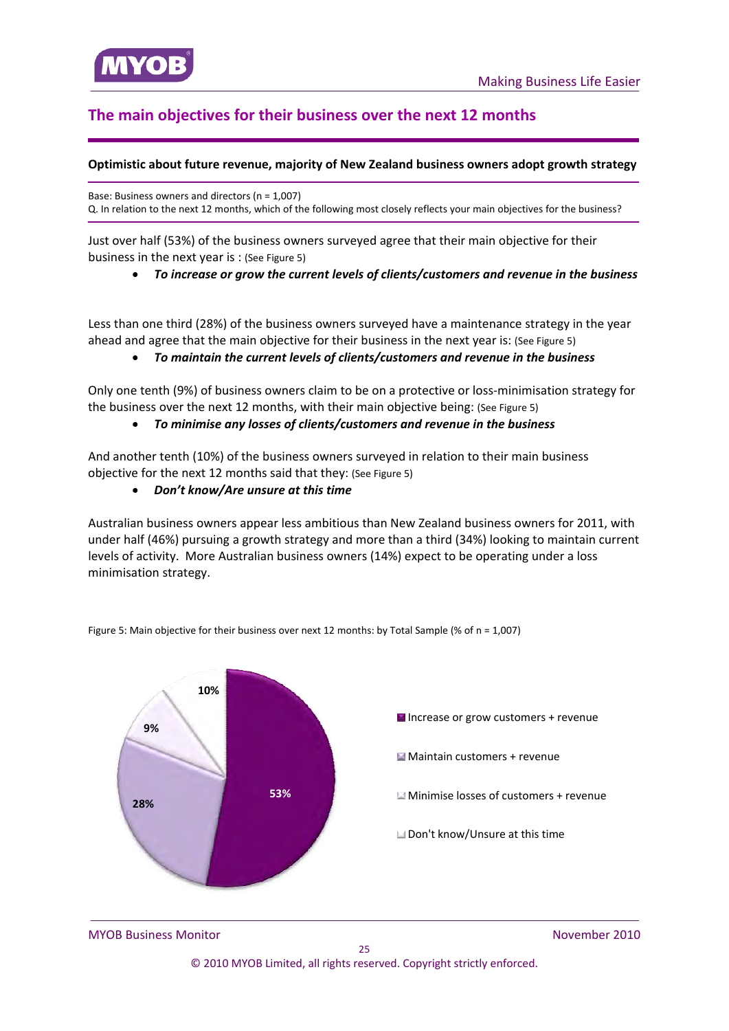## The main objectives for their business over the next 12 months

**Optimistic about future revenue, majority of New Zealand business owners adopt growth strategy**

Base: Business owners and directors (n = 1,007)
Q. In relation to the next 12 months, which of the following most closely reflects your main objectives for the business?

Just over half (53%) of the business owners surveyed agree that their main objective for their business in the next year is : (See Figure 5)

- ***To increase or grow the current levels of clients/customers and revenue in the business***

Less than one third (28%) of the business owners surveyed have a maintenance strategy in the year ahead and agree that the main objective for their business in the next year is: (See Figure 5)

- ***To maintain the current levels of clients/customers and revenue in the business***

Only one tenth (9%) of business owners claim to be on a protective or loss-minimisation strategy for the business over the next 12 months, with their main objective being: (See Figure 5)

- ***To minimise any losses of clients/customers and revenue in the business***

And another tenth (10%) of the business owners surveyed in relation to their main business objective for the next 12 months said that they: (See Figure 5)

- ***Don't know/Are unsure at this time***

Australian business owners appear less ambitious than New Zealand business owners for 2011, with under half (46%) pursuing a growth strategy and more than a third (34%) looking to maintain current levels of activity. More Australian business owners (14%) expect to be operating under a loss minimisation strategy.

Figure 5: Main objective for their business over next 12 months: by Total Sample (% of n = 1,007)

| Objective | % |
|---|---|
| Increase or grow customers + revenue | 53% |
| Maintain customers + revenue | 28% |
| Minimise losses of customers + revenue | 9% |
| Don't know/Unsure at this time | 10% |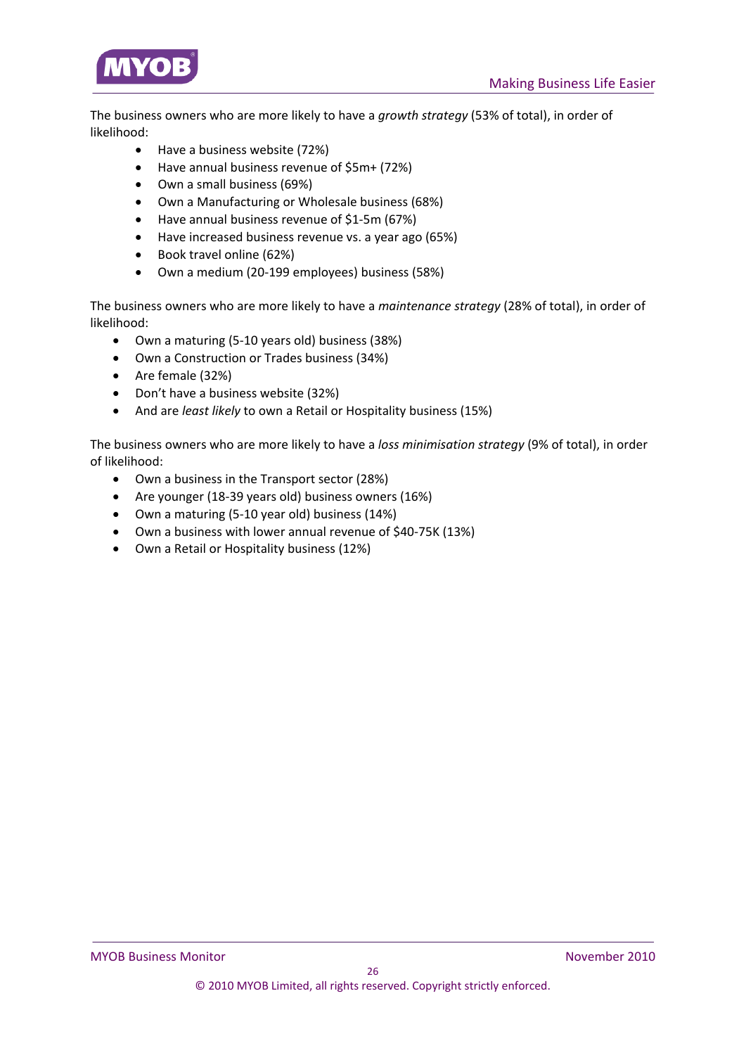The business owners who are more likely to have a *growth strategy* (53% of total), in order of likelihood:

- Have a business website (72%)
- Have annual business revenue of $5m+ (72%)
- Own a small business (69%)
- Own a Manufacturing or Wholesale business (68%)
- Have annual business revenue of $1-5m (67%)
- Have increased business revenue vs. a year ago (65%)
- Book travel online (62%)
- Own a medium (20-199 employees) business (58%)

The business owners who are more likely to have a *maintenance strategy* (28% of total), in order of likelihood:

- Own a maturing (5-10 years old) business (38%)
- Own a Construction or Trades business (34%)
- Are female (32%)
- Don't have a business website (32%)
- And are *least likely* to own a Retail or Hospitality business (15%)

The business owners who are more likely to have a *loss minimisation strategy* (9% of total), in order of likelihood:

- Own a business in the Transport sector (28%)
- Are younger (18-39 years old) business owners (16%)
- Own a maturing (5-10 year old) business (14%)
- Own a business with lower annual revenue of $40-75K (13%)
- Own a Retail or Hospitality business (12%)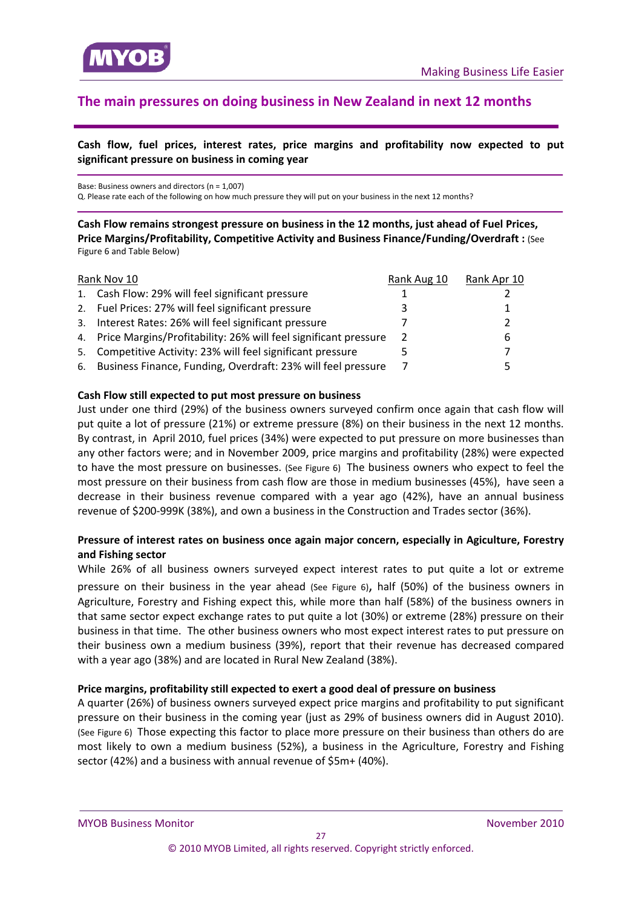## The main pressures on doing business in New Zealand in next 12 months

**Cash flow, fuel prices, interest rates, price margins and profitability now expected to put significant pressure on business in coming year**

Base: Business owners and directors (n = 1,007)
Q. Please rate each of the following on how much pressure they will put on your business in the next 12 months?

**Cash Flow remains strongest pressure on business in the 12 months, just ahead of Fuel Prices, Price Margins/Profitability, Competitive Activity and Business Finance/Funding/Overdraft :** (See Figure 6 and Table Below)

| Rank Nov 10 | Rank Aug 10 | Rank Apr 10 |
|---|---|---|
| 1. Cash Flow: 29% will feel significant pressure | 1 | 2 |
| 2. Fuel Prices: 27% will feel significant pressure | 3 | 1 |
| 3. Interest Rates: 26% will feel significant pressure | 7 | 2 |
| 4. Price Margins/Profitability: 26% will feel significant pressure | 2 | 6 |
| 5. Competitive Activity: 23% will feel significant pressure | 5 | 7 |
| 6. Business Finance, Funding, Overdraft: 23% will feel pressure | 7 | 5 |

**Cash Flow still expected to put most pressure on business**

Just under one third (29%) of the business owners surveyed confirm once again that cash flow will put quite a lot of pressure (21%) or extreme pressure (8%) on their business in the next 12 months. By contrast, in April 2010, fuel prices (34%) were expected to put pressure on more businesses than any other factors were; and in November 2009, price margins and profitability (28%) were expected to have the most pressure on businesses. (See Figure 6) The business owners who expect to feel the most pressure on their business from cash flow are those in medium businesses (45%), have seen a decrease in their business revenue compared with a year ago (42%), have an annual business revenue of $200-999K (38%), and own a business in the Construction and Trades sector (36%).

**Pressure of interest rates on business once again major concern, especially in Agiculture, Forestry and Fishing sector**

While 26% of all business owners surveyed expect interest rates to put quite a lot or extreme pressure on their business in the year ahead (See Figure 6), half (50%) of the business owners in Agriculture, Forestry and Fishing expect this, while more than half (58%) of the business owners in that same sector expect exchange rates to put quite a lot (30%) or extreme (28%) pressure on their business in that time. The other business owners who most expect interest rates to put pressure on their business own a medium business (39%), report that their revenue has decreased compared with a year ago (38%) and are located in Rural New Zealand (38%).

**Price margins, profitability still expected to exert a good deal of pressure on business**

A quarter (26%) of business owners surveyed expect price margins and profitability to put significant pressure on their business in the coming year (just as 29% of business owners did in August 2010). (See Figure 6) Those expecting this factor to place more pressure on their business than others do are most likely to own a medium business (52%), a business in the Agriculture, Forestry and Fishing sector (42%) and a business with annual revenue of $5m+ (40%).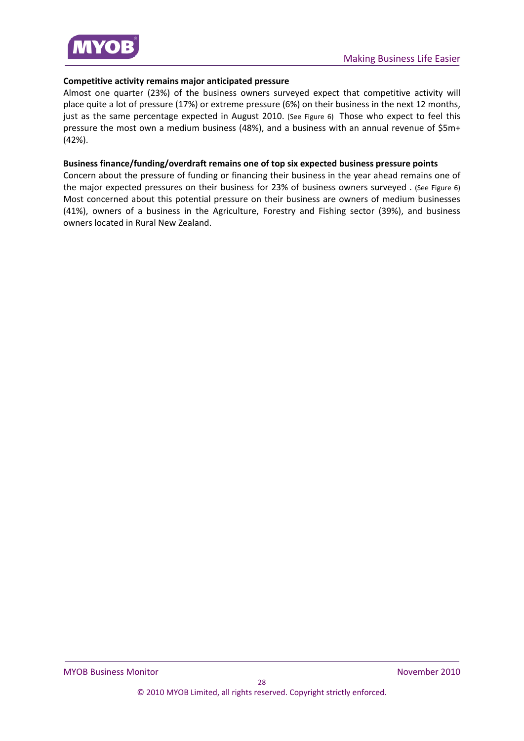**Competitive activity remains major anticipated pressure**

Almost one quarter (23%) of the business owners surveyed expect that competitive activity will place quite a lot of pressure (17%) or extreme pressure (6%) on their business in the next 12 months, just as the same percentage expected in August 2010. (See Figure 6) Those who expect to feel this pressure the most own a medium business (48%), and a business with an annual revenue of $5m+ (42%).

**Business finance/funding/overdraft remains one of top six expected business pressure points**

Concern about the pressure of funding or financing their business in the year ahead remains one of the major expected pressures on their business for 23% of business owners surveyed . (See Figure 6) Most concerned about this potential pressure on their business are owners of medium businesses (41%), owners of a business in the Agriculture, Forestry and Fishing sector (39%), and business owners located in Rural New Zealand.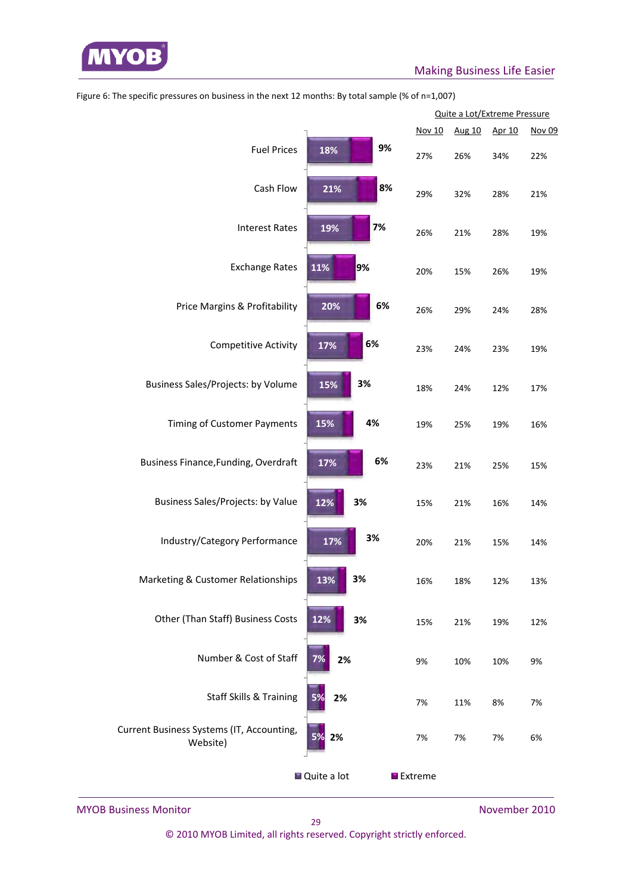Figure 6: The specific pressures on business in the next 12 months: By total sample (% of n=1,007)

| Pressure | Quite a lot | Extreme | Quite a Lot/Extreme Pressure Nov 10 | Aug 10 | Apr 10 | Nov 09 |
|---|---|---|---|---|---|---|
| Fuel Prices | 18% | 9% | 27% | 26% | 34% | 22% |
| Cash Flow | 21% | 8% | 29% | 32% | 28% | 21% |
| Interest Rates | 19% | 7% | 26% | 21% | 28% | 19% |
| Exchange Rates | 11% | 9% | 20% | 15% | 26% | 19% |
| Price Margins & Profitability | 20% | 6% | 26% | 29% | 24% | 28% |
| Competitive Activity | 17% | 6% | 23% | 24% | 23% | 19% |
| Business Sales/Projects: by Volume | 15% | 3% | 18% | 24% | 12% | 17% |
| Timing of Customer Payments | 15% | 4% | 19% | 25% | 19% | 16% |
| Business Finance,Funding, Overdraft | 17% | 6% | 23% | 21% | 25% | 15% |
| Business Sales/Projects: by Value | 12% | 3% | 15% | 21% | 16% | 14% |
| Industry/Category Performance | 17% | 3% | 20% | 21% | 15% | 14% |
| Marketing & Customer Relationships | 13% | 3% | 16% | 18% | 12% | 13% |
| Other (Than Staff) Business Costs | 12% | 3% | 15% | 21% | 19% | 12% |
| Number & Cost of Staff | 7% | 2% | 9% | 10% | 10% | 9% |
| Staff Skills & Training | 5% | 2% | 7% | 11% | 8% | 7% |
| Current Business Systems (IT, Accounting, Website) | 5% | 2% | 7% | 7% | 7% | 6% |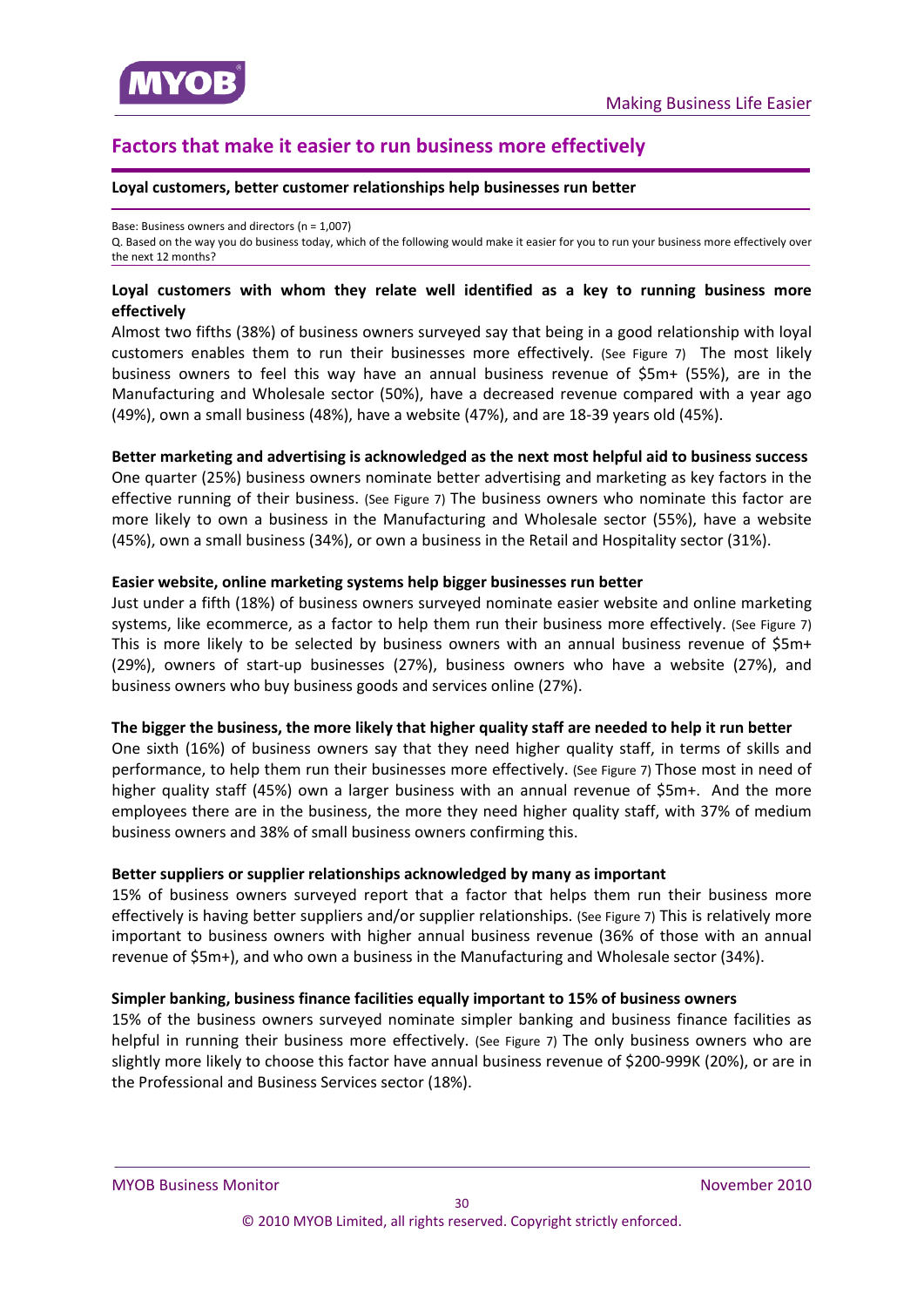## Factors that make it easier to run business more effectively

**Loyal customers, better customer relationships help businesses run better**

Base: Business owners and directors (n = 1,007)

Q. Based on the way you do business today, which of the following would make it easier for you to run your business more effectively over the next 12 months?

**Loyal customers with whom they relate well identified as a key to running business more effectively**

Almost two fifths (38%) of business owners surveyed say that being in a good relationship with loyal customers enables them to run their businesses more effectively. (See Figure 7) The most likely business owners to feel this way have an annual business revenue of $5m+ (55%), are in the Manufacturing and Wholesale sector (50%), have a decreased revenue compared with a year ago (49%), own a small business (48%), have a website (47%), and are 18-39 years old (45%).

**Better marketing and advertising is acknowledged as the next most helpful aid to business success**

One quarter (25%) business owners nominate better advertising and marketing as key factors in the effective running of their business. (See Figure 7) The business owners who nominate this factor are more likely to own a business in the Manufacturing and Wholesale sector (55%), have a website (45%), own a small business (34%), or own a business in the Retail and Hospitality sector (31%).

**Easier website, online marketing systems help bigger businesses run better**

Just under a fifth (18%) of business owners surveyed nominate easier website and online marketing systems, like ecommerce, as a factor to help them run their business more effectively. (See Figure 7) This is more likely to be selected by business owners with an annual business revenue of $5m+ (29%), owners of start-up businesses (27%), business owners who have a website (27%), and business owners who buy business goods and services online (27%).

**The bigger the business, the more likely that higher quality staff are needed to help it run better**

One sixth (16%) of business owners say that they need higher quality staff, in terms of skills and performance, to help them run their businesses more effectively. (See Figure 7) Those most in need of higher quality staff (45%) own a larger business with an annual revenue of $5m+. And the more employees there are in the business, the more they need higher quality staff, with 37% of medium business owners and 38% of small business owners confirming this.

**Better suppliers or supplier relationships acknowledged by many as important**

15% of business owners surveyed report that a factor that helps them run their business more effectively is having better suppliers and/or supplier relationships. (See Figure 7) This is relatively more important to business owners with higher annual business revenue (36% of those with an annual revenue of $5m+), and who own a business in the Manufacturing and Wholesale sector (34%).

**Simpler banking, business finance facilities equally important to 15% of business owners**

15% of the business owners surveyed nominate simpler banking and business finance facilities as helpful in running their business more effectively. (See Figure 7) The only business owners who are slightly more likely to choose this factor have annual business revenue of $200-999K (20%), or are in the Professional and Business Services sector (18%).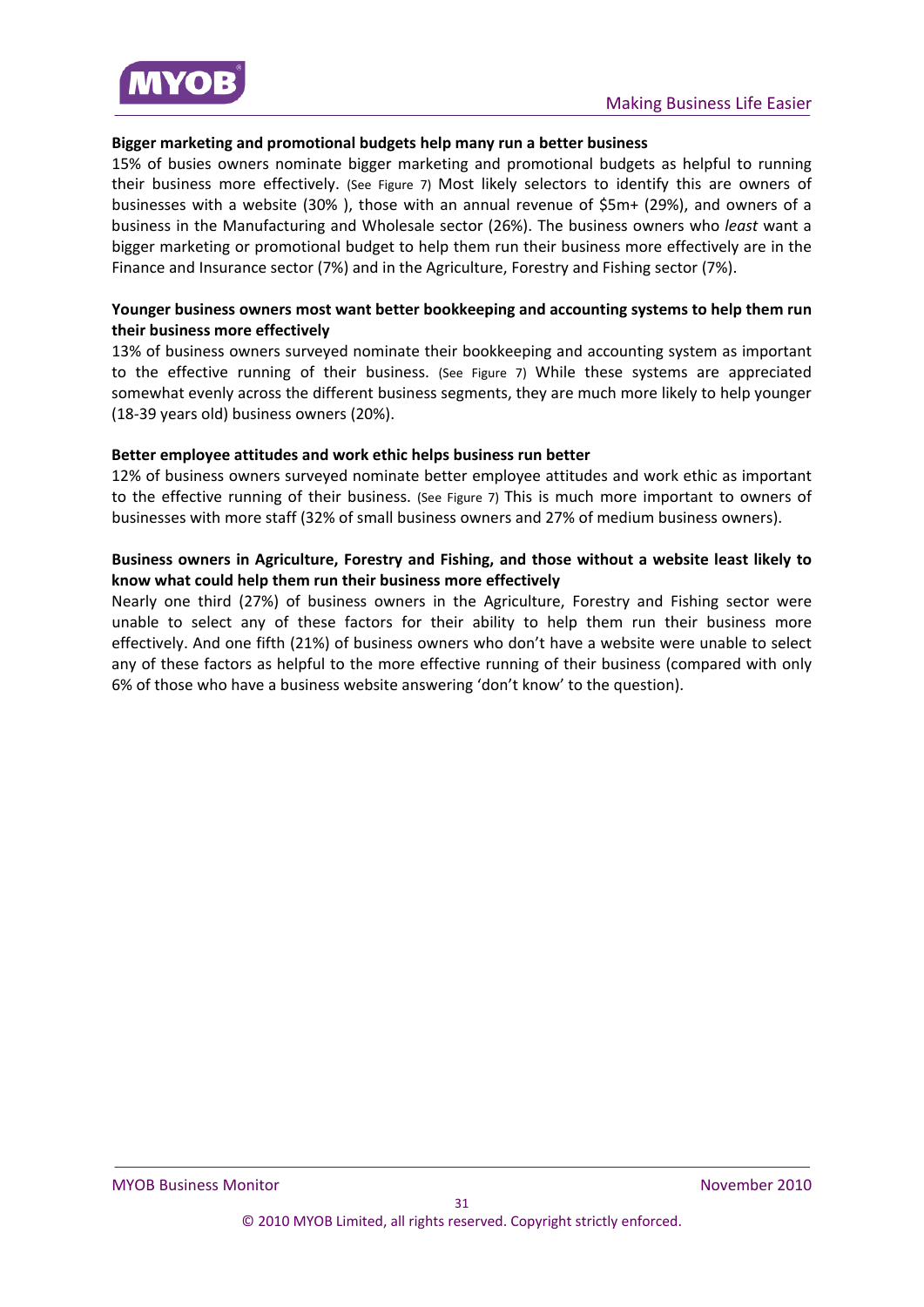**Bigger marketing and promotional budgets help many run a better business**

15% of busies owners nominate bigger marketing and promotional budgets as helpful to running their business more effectively. (See Figure 7) Most likely selectors to identify this are owners of businesses with a website (30% ), those with an annual revenue of $5m+ (29%), and owners of a business in the Manufacturing and Wholesale sector (26%). The business owners who *least* want a bigger marketing or promotional budget to help them run their business more effectively are in the Finance and Insurance sector (7%) and in the Agriculture, Forestry and Fishing sector (7%).

**Younger business owners most want better bookkeeping and accounting systems to help them run their business more effectively**

13% of business owners surveyed nominate their bookkeeping and accounting system as important to the effective running of their business. (See Figure 7) While these systems are appreciated somewhat evenly across the different business segments, they are much more likely to help younger (18-39 years old) business owners (20%).

**Better employee attitudes and work ethic helps business run better**

12% of business owners surveyed nominate better employee attitudes and work ethic as important to the effective running of their business. (See Figure 7) This is much more important to owners of businesses with more staff (32% of small business owners and 27% of medium business owners).

**Business owners in Agriculture, Forestry and Fishing, and those without a website least likely to know what could help them run their business more effectively**

Nearly one third (27%) of business owners in the Agriculture, Forestry and Fishing sector were unable to select any of these factors for their ability to help them run their business more effectively. And one fifth (21%) of business owners who don't have a website were unable to select any of these factors as helpful to the more effective running of their business (compared with only 6% of those who have a business website answering 'don't know' to the question).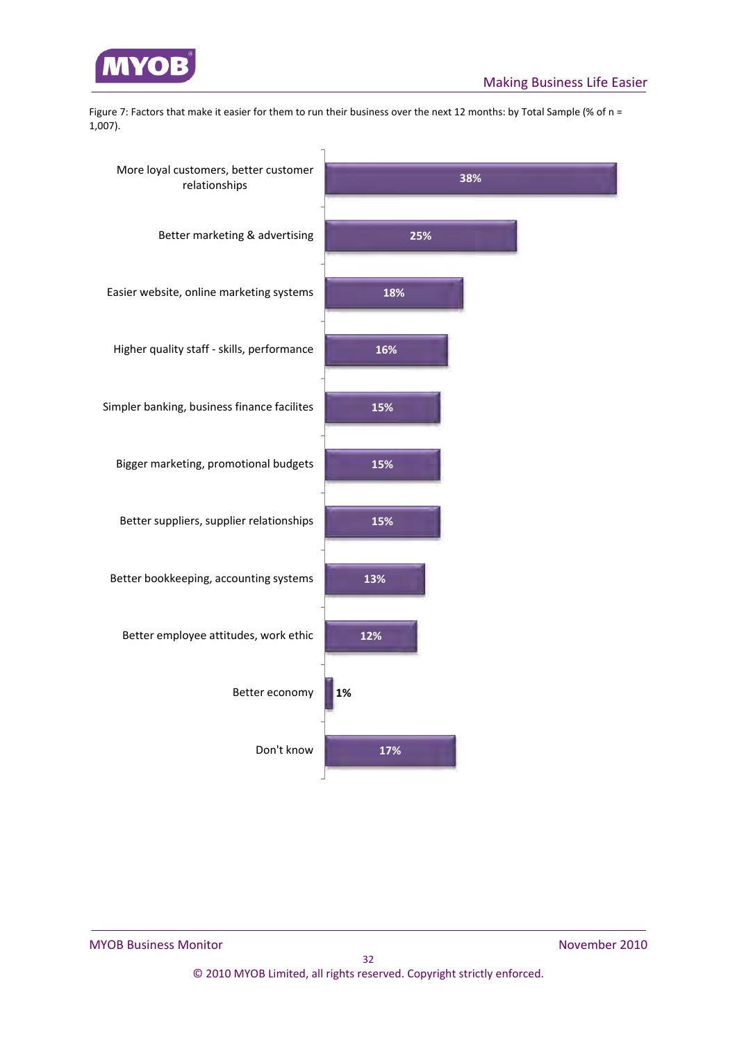Figure 7: Factors that make it easier for them to run their business over the next 12 months: by Total Sample (% of n = 1,007).

| Factor | % |
|---|---|
| More loyal customers, better customer relationships | 38% |
| Better marketing & advertising | 25% |
| Easier website, online marketing systems | 18% |
| Higher quality staff - skills, performance | 16% |
| Simpler banking, business finance facilites | 15% |
| Bigger marketing, promotional budgets | 15% |
| Better suppliers, supplier relationships | 15% |
| Better bookkeeping, accounting systems | 13% |
| Better employee attitudes, work ethic | 12% |
| Better economy | 1% |
| Don't know | 17% |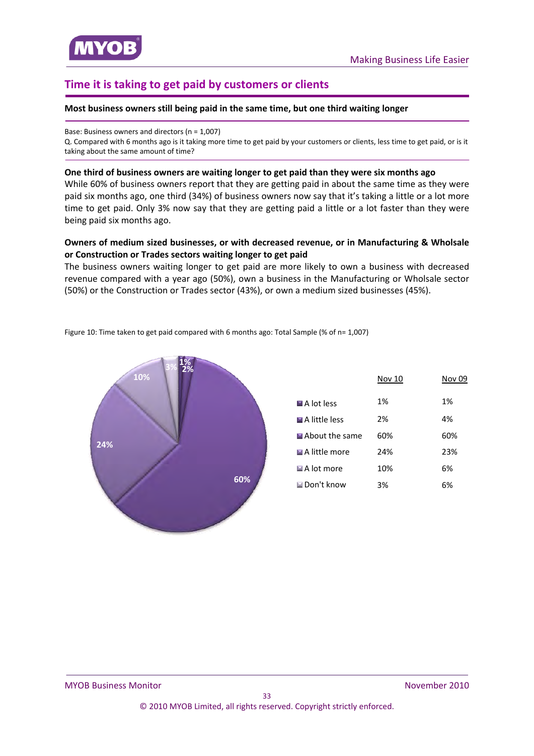## Time it is taking to get paid by customers or clients

**Most business owners still being paid in the same time, but one third waiting longer**

Base: Business owners and directors (n = 1,007)
Q. Compared with 6 months ago is it taking more time to get paid by your customers or clients, less time to get paid, or is it taking about the same amount of time?

**One third of business owners are waiting longer to get paid than they were six months ago**
While 60% of business owners report that they are getting paid in about the same time as they were paid six months ago, one third (34%) of business owners now say that it's taking a little or a lot more time to get paid. Only 3% now say that they are getting paid a little or a lot faster than they were being paid six months ago.

**Owners of medium sized businesses, or with decreased revenue, or in Manufacturing & Wholsale or Construction or Trades sectors waiting longer to get paid**
The business owners waiting longer to get paid are more likely to own a business with decreased revenue compared with a year ago (50%), own a business in the Manufacturing or Wholsale sector (50%) or the Construction or Trades sector (43%), or own a medium sized businesses (45%).

Figure 10: Time taken to get paid compared with 6 months ago: Total Sample (% of n= 1,007)

| | Nov 10 | Nov 09 |
|---|---|---|
| A lot less | 1% | 1% |
| A little less | 2% | 4% |
| About the same | 60% | 60% |
| A little more | 24% | 23% |
| A lot more | 10% | 6% |
| Don't know | 3% | 6% |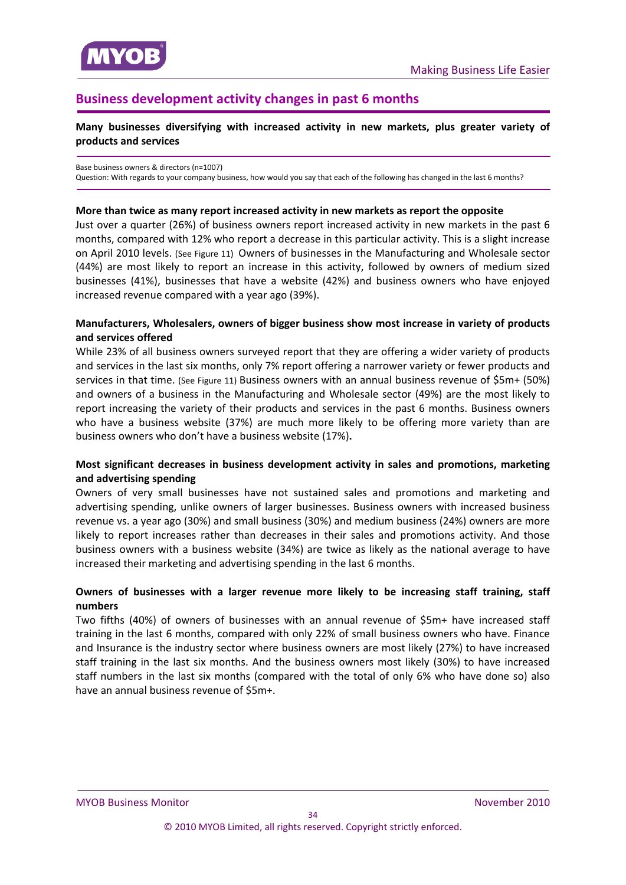## Business development activity changes in past 6 months

**Many businesses diversifying with increased activity in new markets, plus greater variety of products and services**

Base business owners & directors (n=1007)
Question: With regards to your company business, how would you say that each of the following has changed in the last 6 months?

**More than twice as many report increased activity in new markets as report the opposite**

Just over a quarter (26%) of business owners report increased activity in new markets in the past 6 months, compared with 12% who report a decrease in this particular activity. This is a slight increase on April 2010 levels. (See Figure 11) Owners of businesses in the Manufacturing and Wholesale sector (44%) are most likely to report an increase in this activity, followed by owners of medium sized businesses (41%), businesses that have a website (42%) and business owners who have enjoyed increased revenue compared with a year ago (39%).

**Manufacturers, Wholesalers, owners of bigger business show most increase in variety of products and services offered**

While 23% of all business owners surveyed report that they are offering a wider variety of products and services in the last six months, only 7% report offering a narrower variety or fewer products and services in that time. (See Figure 11) Business owners with an annual business revenue of $5m+ (50%) and owners of a business in the Manufacturing and Wholesale sector (49%) are the most likely to report increasing the variety of their products and services in the past 6 months. Business owners who have a business website (37%) are much more likely to be offering more variety than are business owners who don't have a business website (17%).

**Most significant decreases in business development activity in sales and promotions, marketing and advertising spending**

Owners of very small businesses have not sustained sales and promotions and marketing and advertising spending, unlike owners of larger businesses. Business owners with increased business revenue vs. a year ago (30%) and small business (30%) and medium business (24%) owners are more likely to report increases rather than decreases in their sales and promotions activity. And those business owners with a business website (34%) are twice as likely as the national average to have increased their marketing and advertising spending in the last 6 months.

**Owners of businesses with a larger revenue more likely to be increasing staff training, staff numbers**

Two fifths (40%) of owners of businesses with an annual revenue of $5m+ have increased staff training in the last 6 months, compared with only 22% of small business owners who have. Finance and Insurance is the industry sector where business owners are most likely (27%) to have increased staff training in the last six months. And the business owners most likely (30%) to have increased staff numbers in the last six months (compared with the total of only 6% who have done so) also have an annual business revenue of $5m+.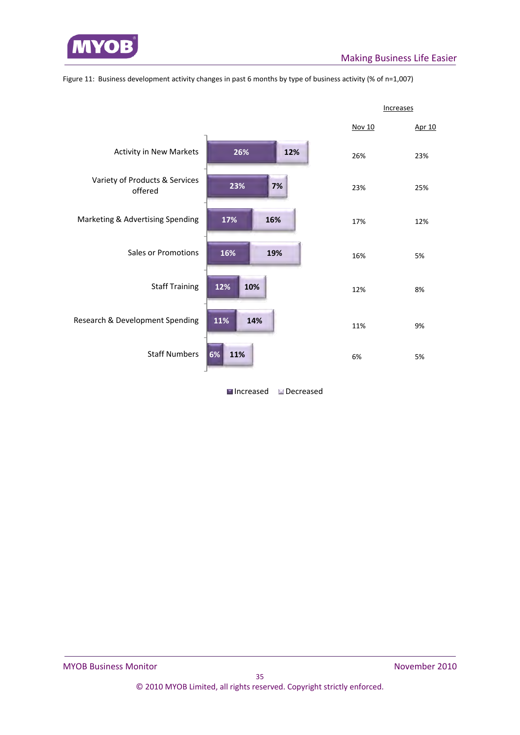Figure 11: Business development activity changes in past 6 months by type of business activity (% of n=1,007)

| Business activity | Increased | Decreased | Increases Nov 10 | Increases Apr 10 |
|---|---|---|---|---|
| Activity in New Markets | 26% | 12% | 26% | 23% |
| Variety of Products & Services offered | 23% | 7% | 23% | 25% |
| Marketing & Advertising Spending | 17% | 16% | 17% | 12% |
| Sales or Promotions | 16% | 19% | 16% | 5% |
| Staff Training | 12% | 10% | 12% | 8% |
| Research & Development Spending | 11% | 14% | 11% | 9% |
| Staff Numbers | 6% | 11% | 6% | 5% |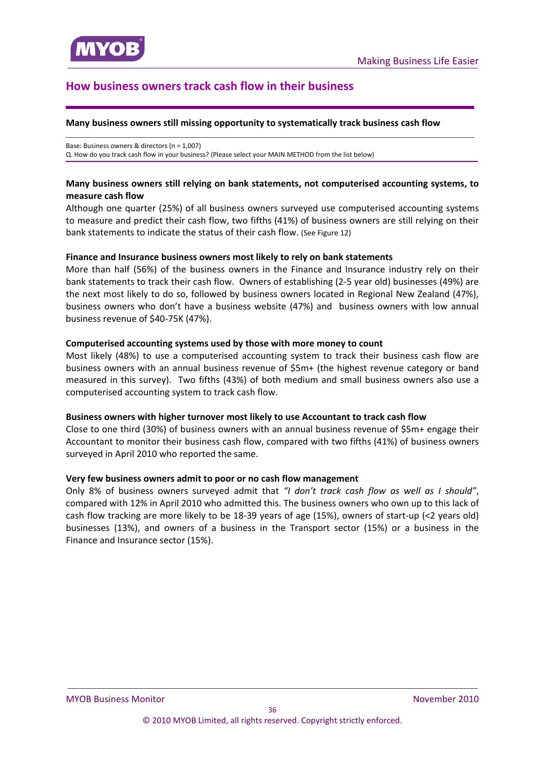## How business owners track cash flow in their business

**Many business owners still missing opportunity to systematically track business cash flow**

Base: Business owners & directors (n = 1,007)
Q. How do you track cash flow in your business? (Please select your MAIN METHOD from the list below)

**Many business owners still relying on bank statements, not computerised accounting systems, to measure cash flow**

Although one quarter (25%) of all business owners surveyed use computerised accounting systems to measure and predict their cash flow, two fifths (41%) of business owners are still relying on their bank statements to indicate the status of their cash flow. (See Figure 12)

**Finance and Insurance business owners most likely to rely on bank statements**

More than half (56%) of the business owners in the Finance and Insurance industry rely on their bank statements to track their cash flow. Owners of establishing (2-5 year old) businesses (49%) are the next most likely to do so, followed by business owners located in Regional New Zealand (47%), business owners who don't have a business website (47%) and business owners with low annual business revenue of $40-75K (47%).

**Computerised accounting systems used by those with more money to count**

Most likely (48%) to use a computerised accounting system to track their business cash flow are business owners with an annual business revenue of $5m+ (the highest revenue category or band measured in this survey). Two fifths (43%) of both medium and small business owners also use a computerised accounting system to track cash flow.

**Business owners with higher turnover most likely to use Accountant to track cash flow**

Close to one third (30%) of business owners with an annual business revenue of $5m+ engage their Accountant to monitor their business cash flow, compared with two fifths (41%) of business owners surveyed in April 2010 who reported the same.

**Very few business owners admit to poor or no cash flow management**

Only 8% of business owners surveyed admit that *"I don't track cash flow as well as I should"*, compared with 12% in April 2010 who admitted this. The business owners who own up to this lack of cash flow tracking are more likely to be 18-39 years of age (15%), owners of start-up (<2 years old) businesses (13%), and owners of a business in the Transport sector (15%) or a business in the Finance and Insurance sector (15%).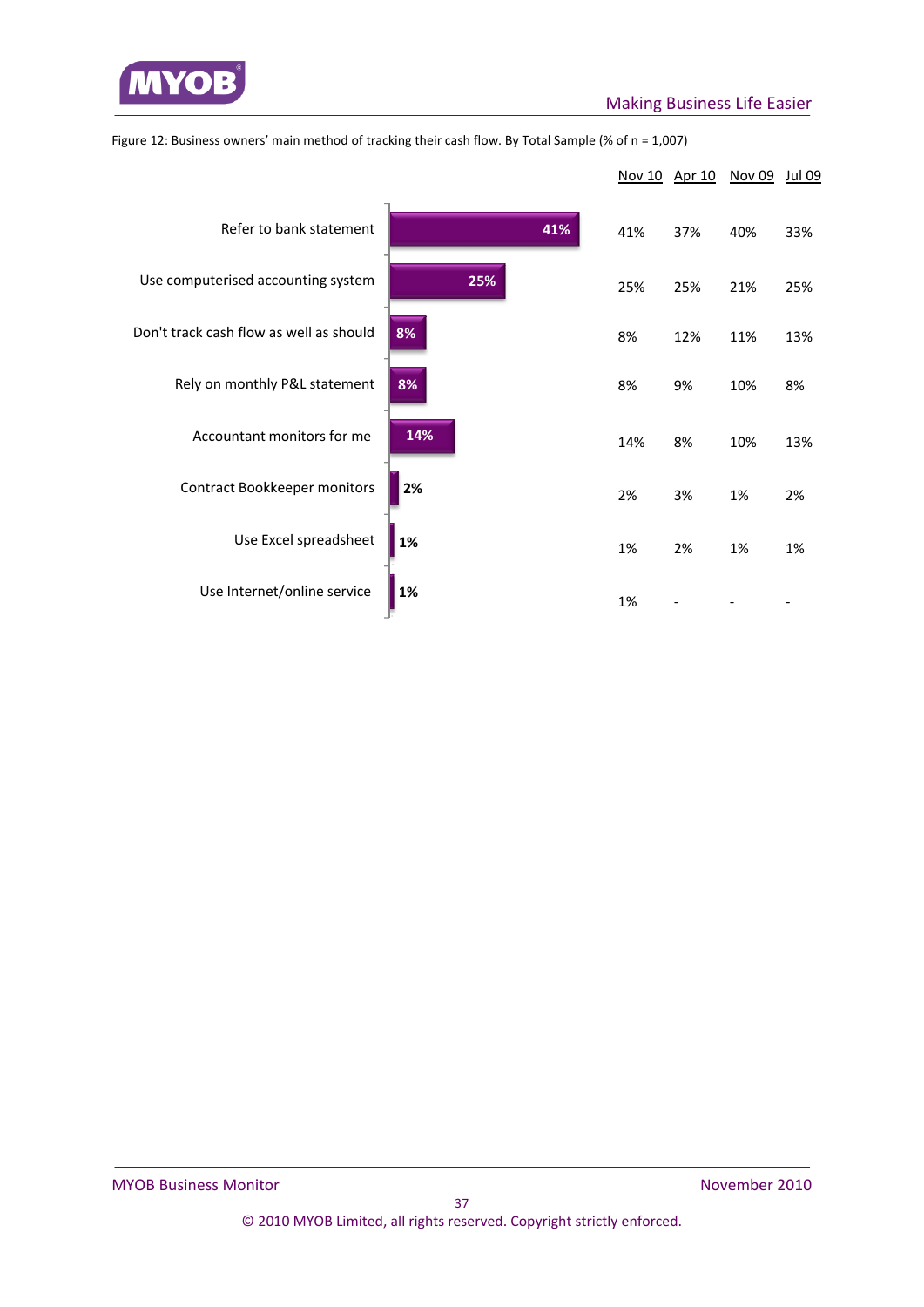Figure 12: Business owners' main method of tracking their cash flow. By Total Sample (% of n = 1,007)

Nov 10 Apr 10 Nov 09 Jul 09

Refer to bank statement 41% — 41% 37% 40% 33%

Use computerised accounting system 25% — 25% 25% 21% 25%

Don't track cash flow as well as should 8% — 8% 12% 11% 13%

Rely on monthly P&L statement 8% — 8% 9% 10% 8%

Accountant monitors for me 14% — 14% 8% 10% 13%

Contract Bookkeeper monitors 2% — 2% 3% 1% 2%

Use Excel spreadsheet 1% — 1% 2% 1% 1%

Use Internet/online service 1% — 1% - - -